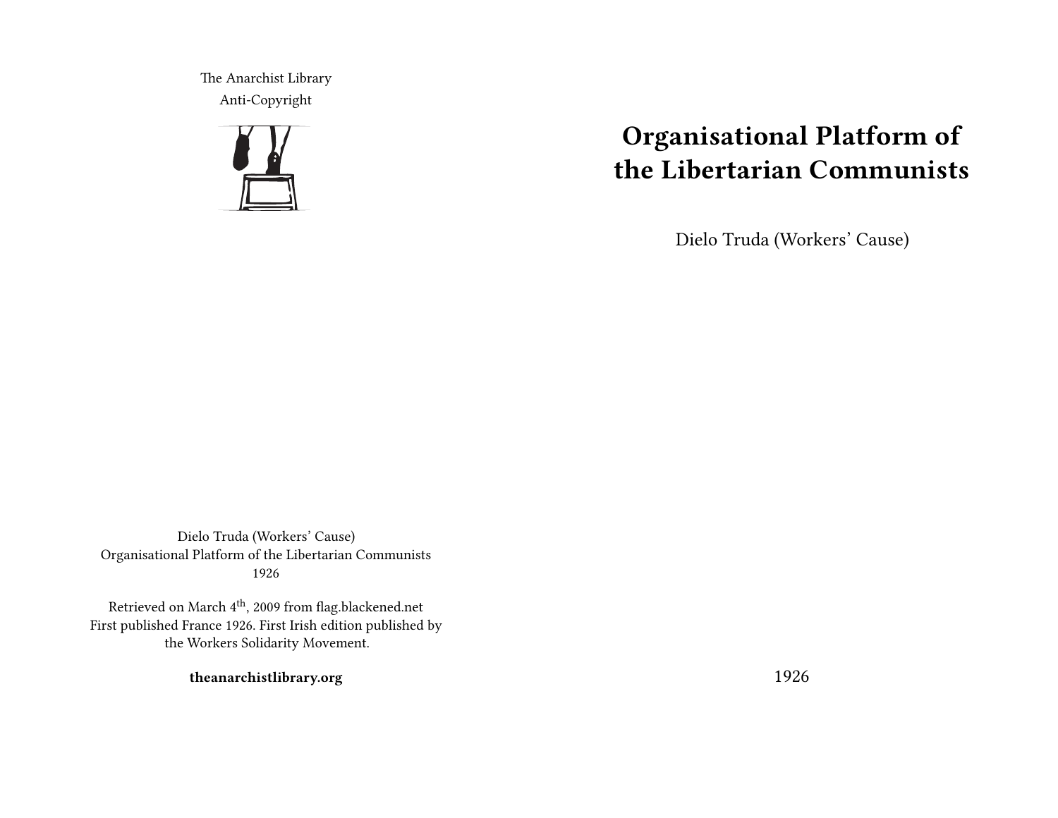The Anarchist Library
Anti-Copyright

Dielo Truda (Workers' Cause)
Organisational Platform of the Libertarian Communists
1926

Retrieved on March 4th, 2009 from flag.blackened.net
First published France 1926. First Irish edition published by the Workers Solidarity Movement.

**theanarchistlibrary.org**

# Organisational Platform of the Libertarian Communists

Dielo Truda (Workers' Cause)

1926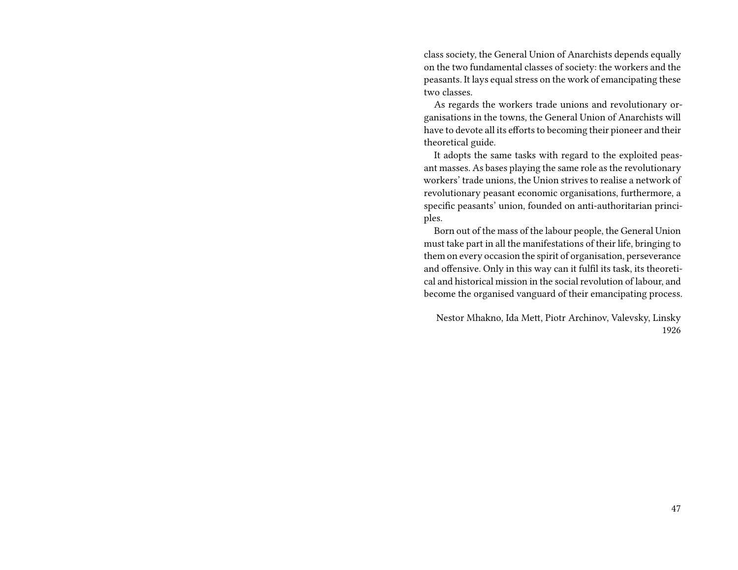class society, the General Union of Anarchists depends equally on the two fundamental classes of society: the workers and the peasants. It lays equal stress on the work of emancipating these two classes.

As regards the workers trade unions and revolutionary organisations in the towns, the General Union of Anarchists will have to devote all its efforts to becoming their pioneer and their theoretical guide.

It adopts the same tasks with regard to the exploited peasant masses. As bases playing the same role as the revolutionary workers' trade unions, the Union strives to realise a network of revolutionary peasant economic organisations, furthermore, a specific peasants' union, founded on anti-authoritarian principles.

Born out of the mass of the labour people, the General Union must take part in all the manifestations of their life, bringing to them on every occasion the spirit of organisation, perseverance and offensive. Only in this way can it fulfil its task, its theoretical and historical mission in the social revolution of labour, and become the organised vanguard of their emancipating process.

Nestor Mhakno, Ida Mett, Piotr Archinov, Valevsky, Linsky
1926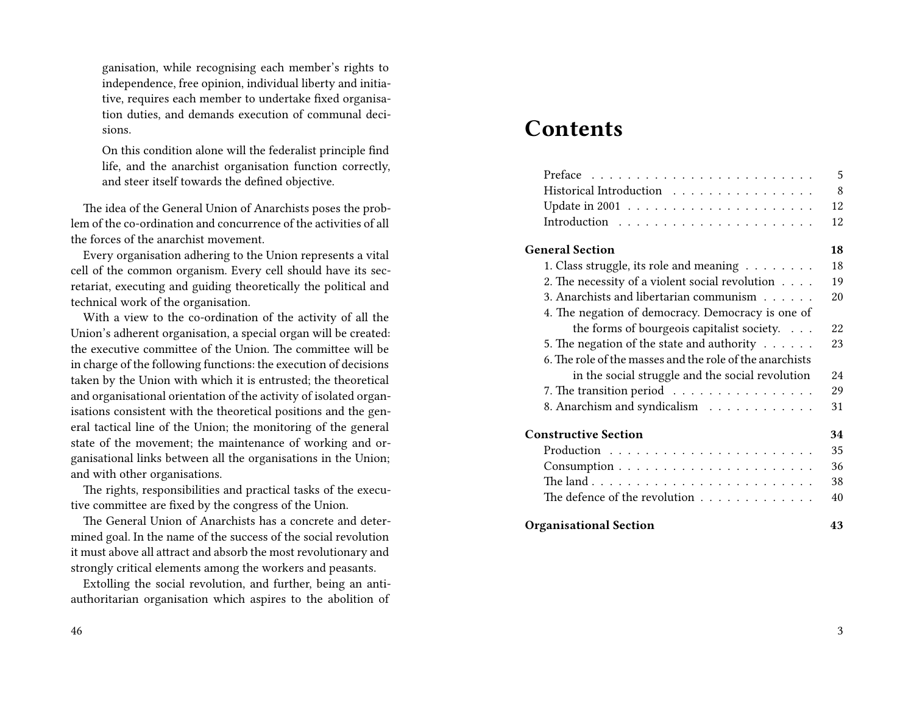ganisation, while recognising each member's rights to independence, free opinion, individual liberty and initiative, requires each member to undertake fixed organisation duties, and demands execution of communal decisions.

On this condition alone will the federalist principle find life, and the anarchist organisation function correctly, and steer itself towards the defined objective.

The idea of the General Union of Anarchists poses the problem of the co-ordination and concurrence of the activities of all the forces of the anarchist movement.

Every organisation adhering to the Union represents a vital cell of the common organism. Every cell should have its secretariat, executing and guiding theoretically the political and technical work of the organisation.

With a view to the co-ordination of the activity of all the Union's adherent organisation, a special organ will be created: the executive committee of the Union. The committee will be in charge of the following functions: the execution of decisions taken by the Union with which it is entrusted; the theoretical and organisational orientation of the activity of isolated organisations consistent with the theoretical positions and the general tactical line of the Union; the monitoring of the general state of the movement; the maintenance of working and organisational links between all the organisations in the Union; and with other organisations.

The rights, responsibilities and practical tasks of the executive committee are fixed by the congress of the Union.

The General Union of Anarchists has a concrete and determined goal. In the name of the success of the social revolution it must above all attract and absorb the most revolutionary and strongly critical elements among the workers and peasants.

Extolling the social revolution, and further, being an anti-authoritarian organisation which aspires to the abolition of

# Contents

- Preface ... 5
- Historical Introduction ... 8
- Update in 2001 ... 12
- Introduction ... 12

**General Section** ... **18**

- 1. Class struggle, its role and meaning ... 18
- 2. The necessity of a violent social revolution ... 19
- 3. Anarchists and libertarian communism ... 20
- 4. The negation of democracy. Democracy is one of the forms of bourgeois capitalist society. ... 22
- 5. The negation of the state and authority ... 23
- 6. The role of the masses and the role of the anarchists in the social struggle and the social revolution ... 24
- 7. The transition period ... 29
- 8. Anarchism and syndicalism ... 31

**Constructive Section** ... **34**

- Production ... 35
- Consumption ... 36
- The land ... 38
- The defence of the revolution ... 40

**Organisational Section** ... **43**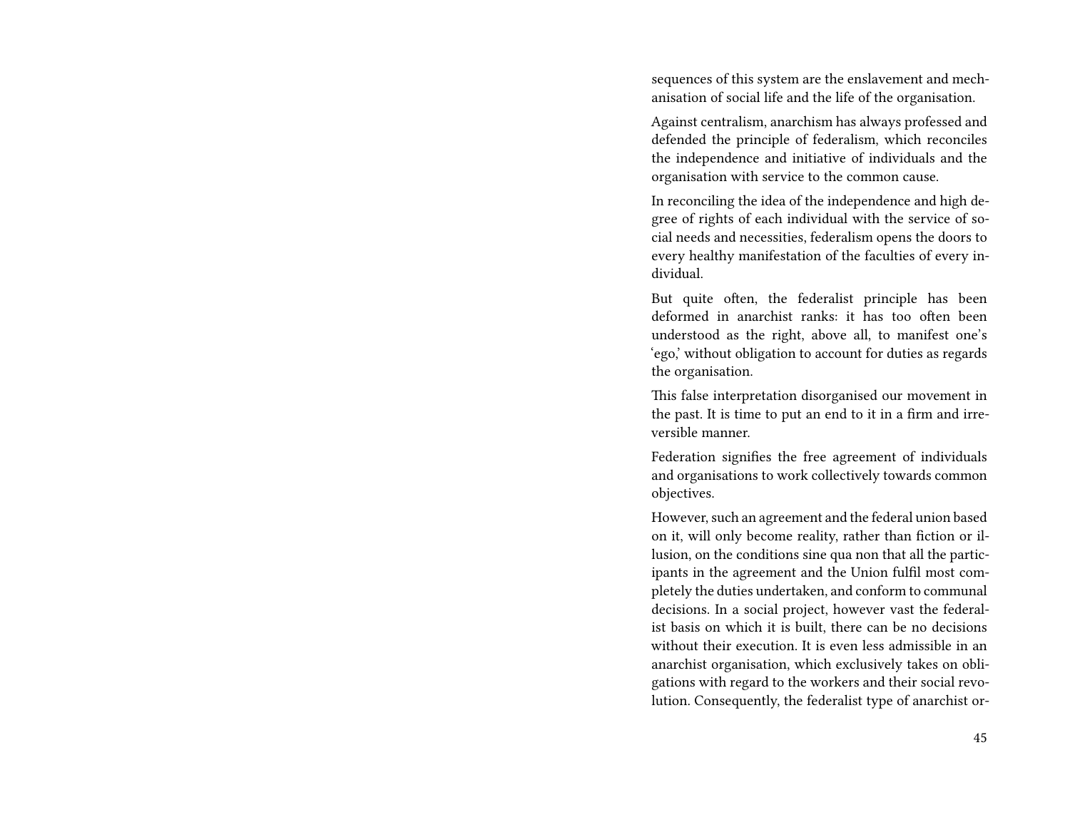sequences of this system are the enslavement and mechanisation of social life and the life of the organisation.

Against centralism, anarchism has always professed and defended the principle of federalism, which reconciles the independence and initiative of individuals and the organisation with service to the common cause.

In reconciling the idea of the independence and high degree of rights of each individual with the service of social needs and necessities, federalism opens the doors to every healthy manifestation of the faculties of every individual.

But quite often, the federalist principle has been deformed in anarchist ranks: it has too often been understood as the right, above all, to manifest one's 'ego,' without obligation to account for duties as regards the organisation.

This false interpretation disorganised our movement in the past. It is time to put an end to it in a firm and irreversible manner.

Federation signifies the free agreement of individuals and organisations to work collectively towards common objectives.

However, such an agreement and the federal union based on it, will only become reality, rather than fiction or illusion, on the conditions sine qua non that all the participants in the agreement and the Union fulfil most completely the duties undertaken, and conform to communal decisions. In a social project, however vast the federalist basis on which it is built, there can be no decisions without their execution. It is even less admissible in an anarchist organisation, which exclusively takes on obligations with regard to the workers and their social revolution. Consequently, the federalist type of anarchist or-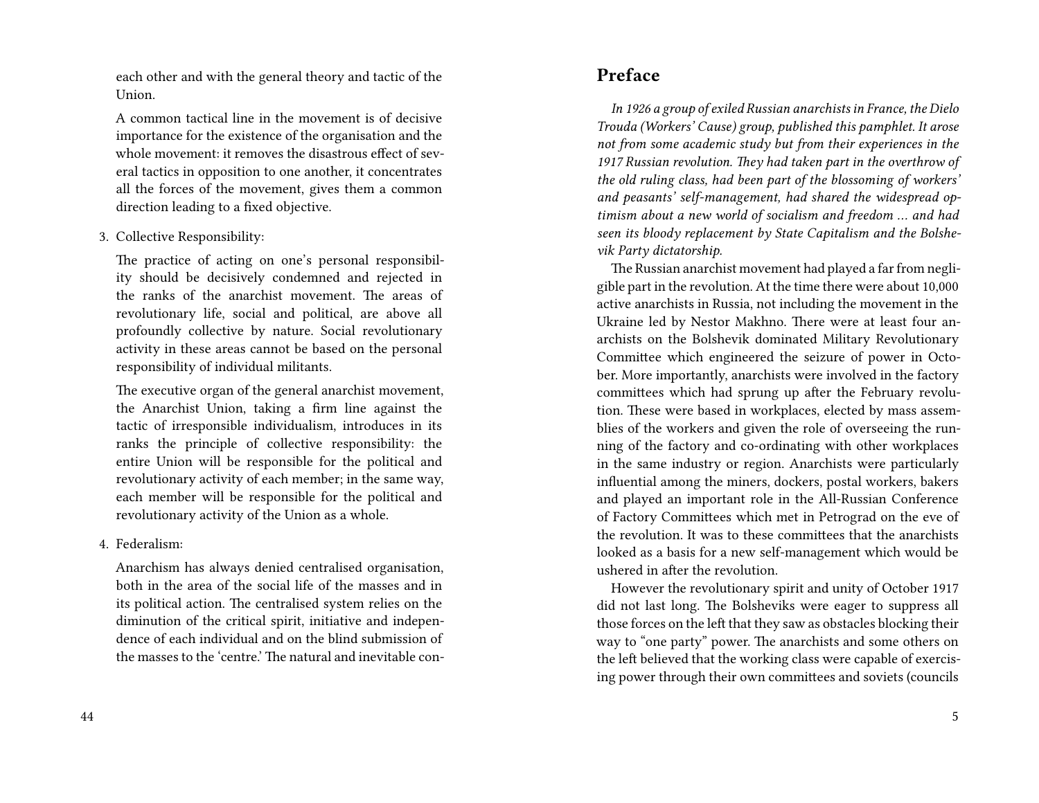each other and with the general theory and tactic of the Union.

A common tactical line in the movement is of decisive importance for the existence of the organisation and the whole movement: it removes the disastrous effect of several tactics in opposition to one another, it concentrates all the forces of the movement, gives them a common direction leading to a fixed objective.

3. Collective Responsibility:

   The practice of acting on one's personal responsibility should be decisively condemned and rejected in the ranks of the anarchist movement. The areas of revolutionary life, social and political, are above all profoundly collective by nature. Social revolutionary activity in these areas cannot be based on the personal responsibility of individual militants.

   The executive organ of the general anarchist movement, the Anarchist Union, taking a firm line against the tactic of irresponsible individualism, introduces in its ranks the principle of collective responsibility: the entire Union will be responsible for the political and revolutionary activity of each member; in the same way, each member will be responsible for the political and revolutionary activity of the Union as a whole.

4. Federalism:

   Anarchism has always denied centralised organisation, both in the area of the social life of the masses and in its political action. The centralised system relies on the diminution of the critical spirit, initiative and independence of each individual and on the blind submission of the masses to the 'centre.' The natural and inevitable con-

## Preface

*In 1926 a group of exiled Russian anarchists in France, the Dielo Trouda (Workers' Cause) group, published this pamphlet. It arose not from some academic study but from their experiences in the 1917 Russian revolution. They had taken part in the overthrow of the old ruling class, had been part of the blossoming of workers' and peasants' self-management, had shared the widespread optimism about a new world of socialism and freedom … and had seen its bloody replacement by State Capitalism and the Bolshevik Party dictatorship.*

The Russian anarchist movement had played a far from negligible part in the revolution. At the time there were about 10,000 active anarchists in Russia, not including the movement in the Ukraine led by Nestor Makhno. There were at least four anarchists on the Bolshevik dominated Military Revolutionary Committee which engineered the seizure of power in October. More importantly, anarchists were involved in the factory committees which had sprung up after the February revolution. These were based in workplaces, elected by mass assemblies of the workers and given the role of overseeing the running of the factory and co-ordinating with other workplaces in the same industry or region. Anarchists were particularly influential among the miners, dockers, postal workers, bakers and played an important role in the All-Russian Conference of Factory Committees which met in Petrograd on the eve of the revolution. It was to these committees that the anarchists looked as a basis for a new self-management which would be ushered in after the revolution.

However the revolutionary spirit and unity of October 1917 did not last long. The Bolsheviks were eager to suppress all those forces on the left that they saw as obstacles blocking their way to "one party" power. The anarchists and some others on the left believed that the working class were capable of exercising power through their own committees and soviets (councils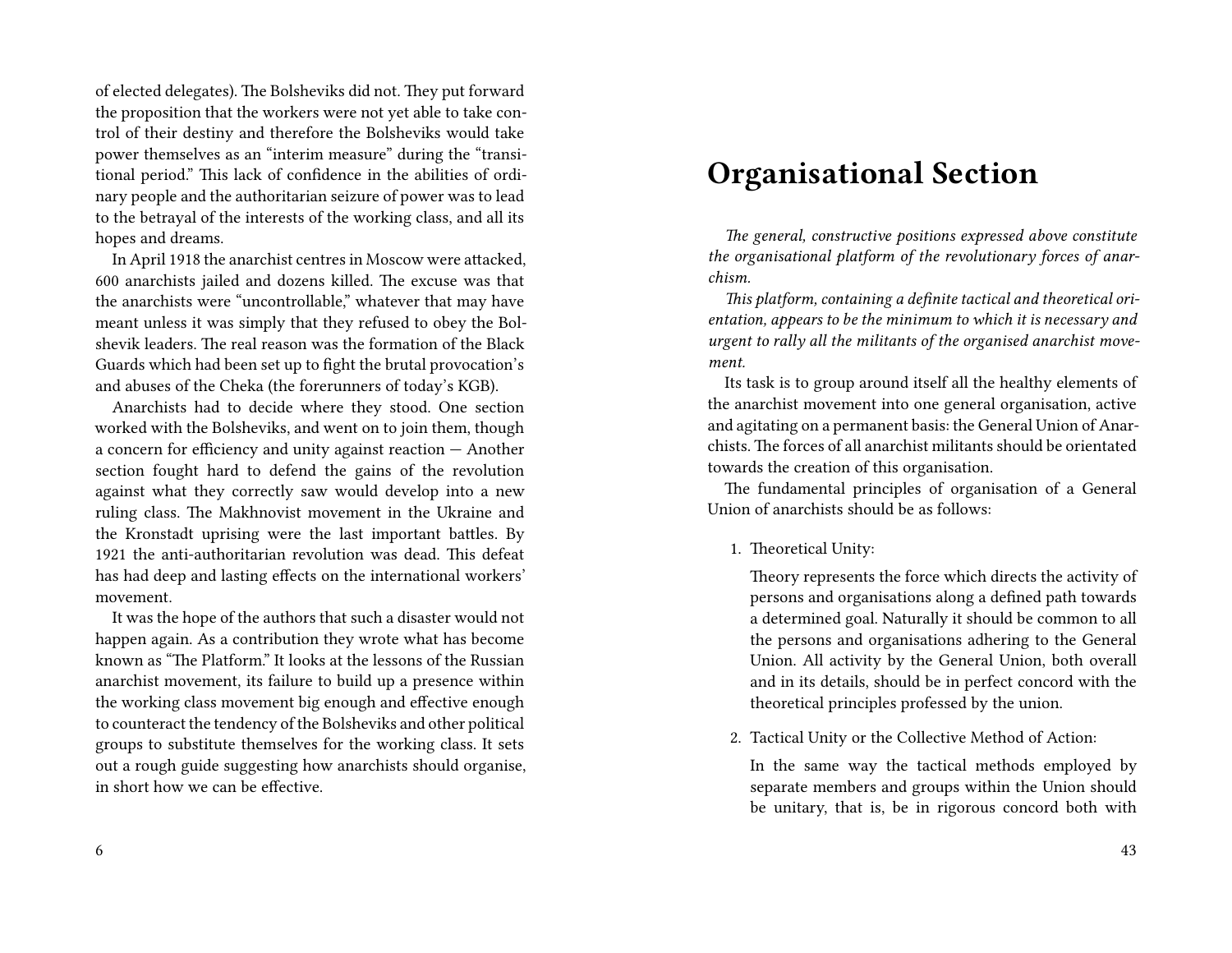of elected delegates). The Bolsheviks did not. They put forward the proposition that the workers were not yet able to take control of their destiny and therefore the Bolsheviks would take power themselves as an "interim measure" during the "transitional period." This lack of confidence in the abilities of ordinary people and the authoritarian seizure of power was to lead to the betrayal of the interests of the working class, and all its hopes and dreams.

In April 1918 the anarchist centres in Moscow were attacked, 600 anarchists jailed and dozens killed. The excuse was that the anarchists were "uncontrollable," whatever that may have meant unless it was simply that they refused to obey the Bolshevik leaders. The real reason was the formation of the Black Guards which had been set up to fight the brutal provocation's and abuses of the Cheka (the forerunners of today's KGB).

Anarchists had to decide where they stood. One section worked with the Bolsheviks, and went on to join them, though a concern for efficiency and unity against reaction — Another section fought hard to defend the gains of the revolution against what they correctly saw would develop into a new ruling class. The Makhnovist movement in the Ukraine and the Kronstadt uprising were the last important battles. By 1921 the anti-authoritarian revolution was dead. This defeat has had deep and lasting effects on the international workers' movement.

It was the hope of the authors that such a disaster would not happen again. As a contribution they wrote what has become known as "The Platform." It looks at the lessons of the Russian anarchist movement, its failure to build up a presence within the working class movement big enough and effective enough to counteract the tendency of the Bolsheviks and other political groups to substitute themselves for the working class. It sets out a rough guide suggesting how anarchists should organise, in short how we can be effective.

# Organisational Section

*The general, constructive positions expressed above constitute the organisational platform of the revolutionary forces of anarchism.*

*This platform, containing a definite tactical and theoretical orientation, appears to be the minimum to which it is necessary and urgent to rally all the militants of the organised anarchist movement.*

Its task is to group around itself all the healthy elements of the anarchist movement into one general organisation, active and agitating on a permanent basis: the General Union of Anarchists. The forces of all anarchist militants should be orientated towards the creation of this organisation.

The fundamental principles of organisation of a General Union of anarchists should be as follows:

1. Theoretical Unity:

   Theory represents the force which directs the activity of persons and organisations along a defined path towards a determined goal. Naturally it should be common to all the persons and organisations adhering to the General Union. All activity by the General Union, both overall and in its details, should be in perfect concord with the theoretical principles professed by the union.

2. Tactical Unity or the Collective Method of Action:

   In the same way the tactical methods employed by separate members and groups within the Union should be unitary, that is, be in rigorous concord both with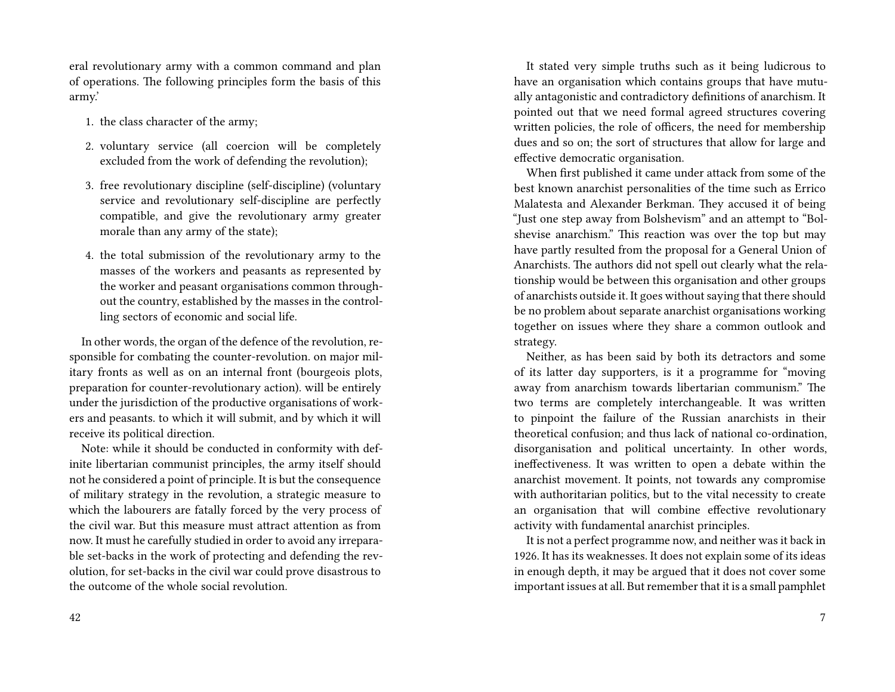eral revolutionary army with a common command and plan of operations. The following principles form the basis of this army.'

1. the class character of the army;
2. voluntary service (all coercion will be completely excluded from the work of defending the revolution);
3. free revolutionary discipline (self-discipline) (voluntary service and revolutionary self-discipline are perfectly compatible, and give the revolutionary army greater morale than any army of the state);
4. the total submission of the revolutionary army to the masses of the workers and peasants as represented by the worker and peasant organisations common throughout the country, established by the masses in the controlling sectors of economic and social life.

In other words, the organ of the defence of the revolution, responsible for combating the counter-revolution. on major military fronts as well as on an internal front (bourgeois plots, preparation for counter-revolutionary action). will be entirely under the jurisdiction of the productive organisations of workers and peasants. to which it will submit, and by which it will receive its political direction.

Note: while it should be conducted in conformity with definite libertarian communist principles, the army itself should not he considered a point of principle. It is but the consequence of military strategy in the revolution, a strategic measure to which the labourers are fatally forced by the very process of the civil war. But this measure must attract attention as from now. It must he carefully studied in order to avoid any irreparable set-backs in the work of protecting and defending the revolution, for set-backs in the civil war could prove disastrous to the outcome of the whole social revolution.

It stated very simple truths such as it being ludicrous to have an organisation which contains groups that have mutually antagonistic and contradictory definitions of anarchism. It pointed out that we need formal agreed structures covering written policies, the role of officers, the need for membership dues and so on; the sort of structures that allow for large and effective democratic organisation.

When first published it came under attack from some of the best known anarchist personalities of the time such as Errico Malatesta and Alexander Berkman. They accused it of being "Just one step away from Bolshevism" and an attempt to "Bolshevise anarchism." This reaction was over the top but may have partly resulted from the proposal for a General Union of Anarchists. The authors did not spell out clearly what the relationship would be between this organisation and other groups of anarchists outside it. It goes without saying that there should be no problem about separate anarchist organisations working together on issues where they share a common outlook and strategy.

Neither, as has been said by both its detractors and some of its latter day supporters, is it a programme for "moving away from anarchism towards libertarian communism." The two terms are completely interchangeable. It was written to pinpoint the failure of the Russian anarchists in their theoretical confusion; and thus lack of national co-ordination, disorganisation and political uncertainty. In other words, ineffectiveness. It was written to open a debate within the anarchist movement. It points, not towards any compromise with authoritarian politics, but to the vital necessity to create an organisation that will combine effective revolutionary activity with fundamental anarchist principles.

It is not a perfect programme now, and neither was it back in 1926. It has its weaknesses. It does not explain some of its ideas in enough depth, it may be argued that it does not cover some important issues at all. But remember that it is a small pamphlet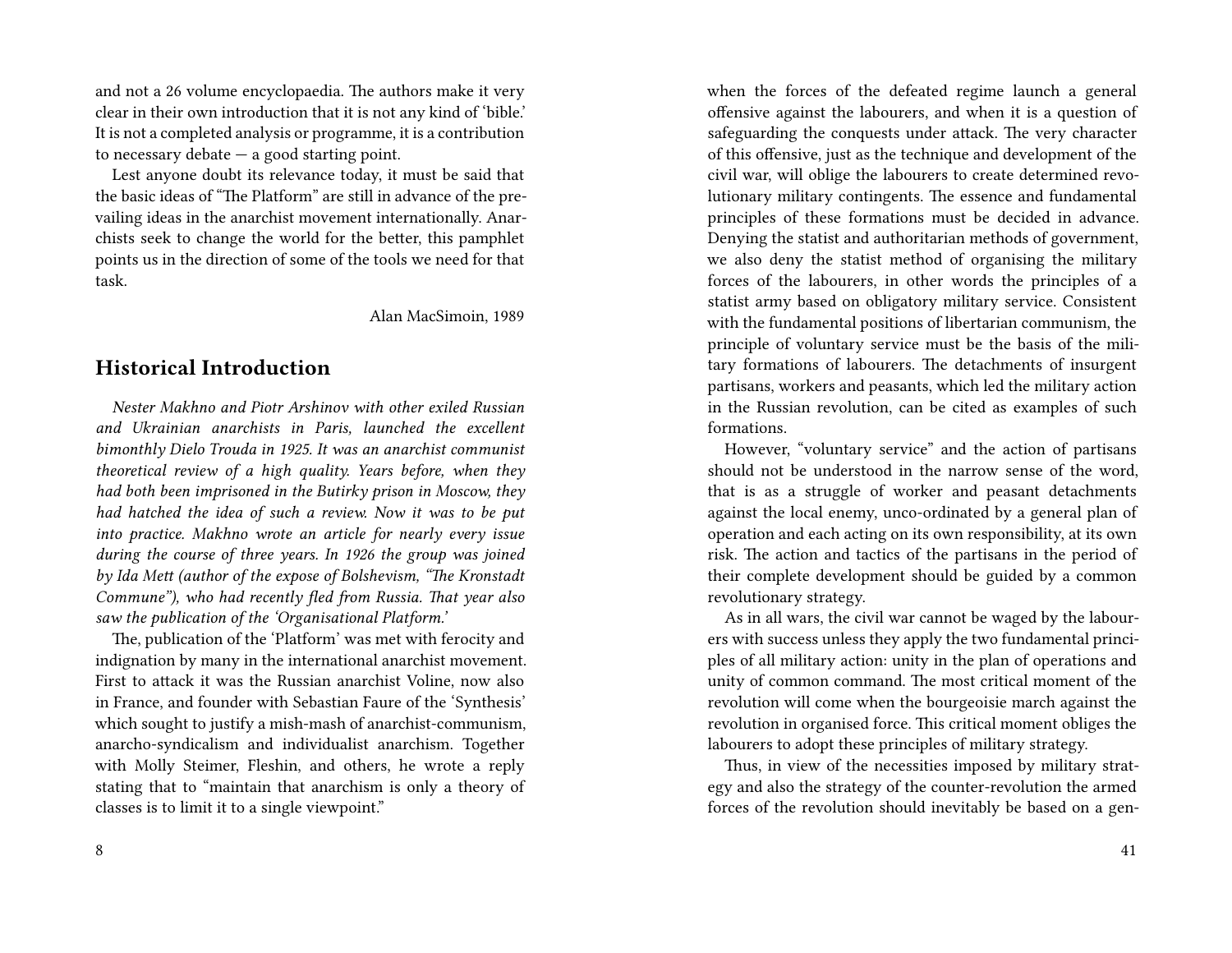and not a 26 volume encyclopaedia. The authors make it very clear in their own introduction that it is not any kind of 'bible.' It is not a completed analysis or programme, it is a contribution to necessary debate — a good starting point.

Lest anyone doubt its relevance today, it must be said that the basic ideas of "The Platform" are still in advance of the prevailing ideas in the anarchist movement internationally. Anarchists seek to change the world for the better, this pamphlet points us in the direction of some of the tools we need for that task.

Alan MacSimoin, 1989

## Historical Introduction

*Nester Makhno and Piotr Arshinov with other exiled Russian and Ukrainian anarchists in Paris, launched the excellent bimonthly Dielo Trouda in 1925. It was an anarchist communist theoretical review of a high quality. Years before, when they had both been imprisoned in the Butirky prison in Moscow, they had hatched the idea of such a review. Now it was to be put into practice. Makhno wrote an article for nearly every issue during the course of three years. In 1926 the group was joined by Ida Mett (author of the expose of Bolshevism, "The Kronstadt Commune"), who had recently fled from Russia. That year also saw the publication of the 'Organisational Platform.'*

The, publication of the 'Platform' was met with ferocity and indignation by many in the international anarchist movement. First to attack it was the Russian anarchist Voline, now also in France, and founder with Sebastian Faure of the 'Synthesis' which sought to justify a mish-mash of anarchist-communism, anarcho-syndicalism and individualist anarchism. Together with Molly Steimer, Fleshin, and others, he wrote a reply stating that to "maintain that anarchism is only a theory of classes is to limit it to a single viewpoint."

when the forces of the defeated regime launch a general offensive against the labourers, and when it is a question of safeguarding the conquests under attack. The very character of this offensive, just as the technique and development of the civil war, will oblige the labourers to create determined revolutionary military contingents. The essence and fundamental principles of these formations must be decided in advance. Denying the statist and authoritarian methods of government, we also deny the statist method of organising the military forces of the labourers, in other words the principles of a statist army based on obligatory military service. Consistent with the fundamental positions of libertarian communism, the principle of voluntary service must be the basis of the military formations of labourers. The detachments of insurgent partisans, workers and peasants, which led the military action in the Russian revolution, can be cited as examples of such formations.

However, "voluntary service" and the action of partisans should not be understood in the narrow sense of the word, that is as a struggle of worker and peasant detachments against the local enemy, unco-ordinated by a general plan of operation and each acting on its own responsibility, at its own risk. The action and tactics of the partisans in the period of their complete development should be guided by a common revolutionary strategy.

As in all wars, the civil war cannot be waged by the labourers with success unless they apply the two fundamental principles of all military action: unity in the plan of operations and unity of common command. The most critical moment of the revolution will come when the bourgeoisie march against the revolution in organised force. This critical moment obliges the labourers to adopt these principles of military strategy.

Thus, in view of the necessities imposed by military strategy and also the strategy of the counter-revolution the armed forces of the revolution should inevitably be based on a gen-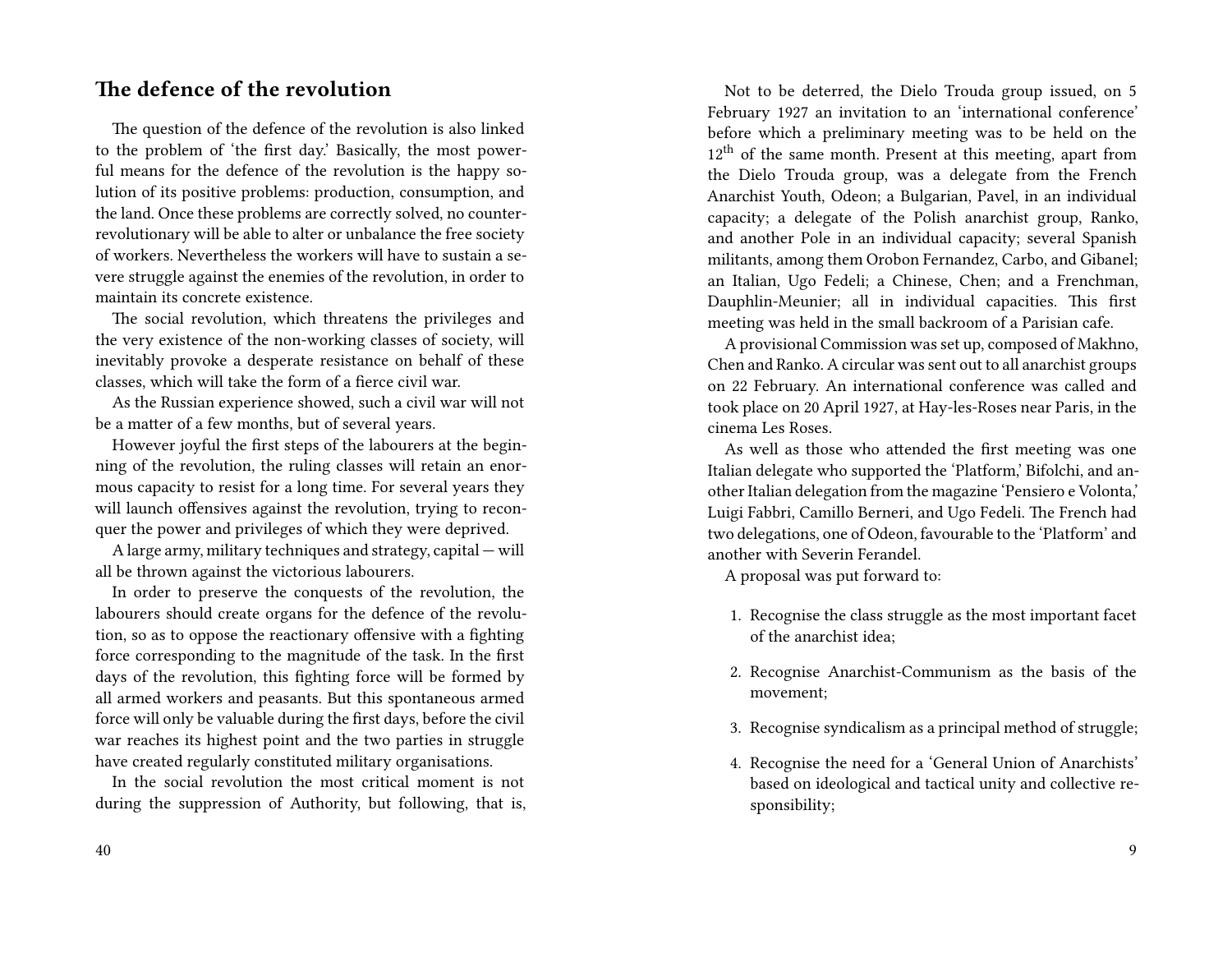## The defence of the revolution

The question of the defence of the revolution is also linked to the problem of 'the first day.' Basically, the most powerful means for the defence of the revolution is the happy solution of its positive problems: production, consumption, and the land. Once these problems are correctly solved, no counter-revolutionary will be able to alter or unbalance the free society of workers. Nevertheless the workers will have to sustain a severe struggle against the enemies of the revolution, in order to maintain its concrete existence.

The social revolution, which threatens the privileges and the very existence of the non-working classes of society, will inevitably provoke a desperate resistance on behalf of these classes, which will take the form of a fierce civil war.

As the Russian experience showed, such a civil war will not be a matter of a few months, but of several years.

However joyful the first steps of the labourers at the beginning of the revolution, the ruling classes will retain an enormous capacity to resist for a long time. For several years they will launch offensives against the revolution, trying to reconquer the power and privileges of which they were deprived.

A large army, military techniques and strategy, capital — will all be thrown against the victorious labourers.

In order to preserve the conquests of the revolution, the labourers should create organs for the defence of the revolution, so as to oppose the reactionary offensive with a fighting force corresponding to the magnitude of the task. In the first days of the revolution, this fighting force will be formed by all armed workers and peasants. But this spontaneous armed force will only be valuable during the first days, before the civil war reaches its highest point and the two parties in struggle have created regularly constituted military organisations.

In the social revolution the most critical moment is not during the suppression of Authority, but following, that is,

Not to be deterred, the Dielo Trouda group issued, on 5 February 1927 an invitation to an 'international conference' before which a preliminary meeting was to be held on the 12th of the same month. Present at this meeting, apart from the Dielo Trouda group, was a delegate from the French Anarchist Youth, Odeon; a Bulgarian, Pavel, in an individual capacity; a delegate of the Polish anarchist group, Ranko, and another Pole in an individual capacity; several Spanish militants, among them Orobon Fernandez, Carbo, and Gibanel; an Italian, Ugo Fedeli; a Chinese, Chen; and a Frenchman, Dauphlin-Meunier; all in individual capacities. This first meeting was held in the small backroom of a Parisian cafe.

A provisional Commission was set up, composed of Makhno, Chen and Ranko. A circular was sent out to all anarchist groups on 22 February. An international conference was called and took place on 20 April 1927, at Hay-les-Roses near Paris, in the cinema Les Roses.

As well as those who attended the first meeting was one Italian delegate who supported the 'Platform,' Bifolchi, and another Italian delegation from the magazine 'Pensiero e Volonta,' Luigi Fabbri, Camillo Berneri, and Ugo Fedeli. The French had two delegations, one of Odeon, favourable to the 'Platform' and another with Severin Ferandel.

A proposal was put forward to:

1. Recognise the class struggle as the most important facet of the anarchist idea;
2. Recognise Anarchist-Communism as the basis of the movement;
3. Recognise syndicalism as a principal method of struggle;
4. Recognise the need for a 'General Union of Anarchists' based on ideological and tactical unity and collective responsibility;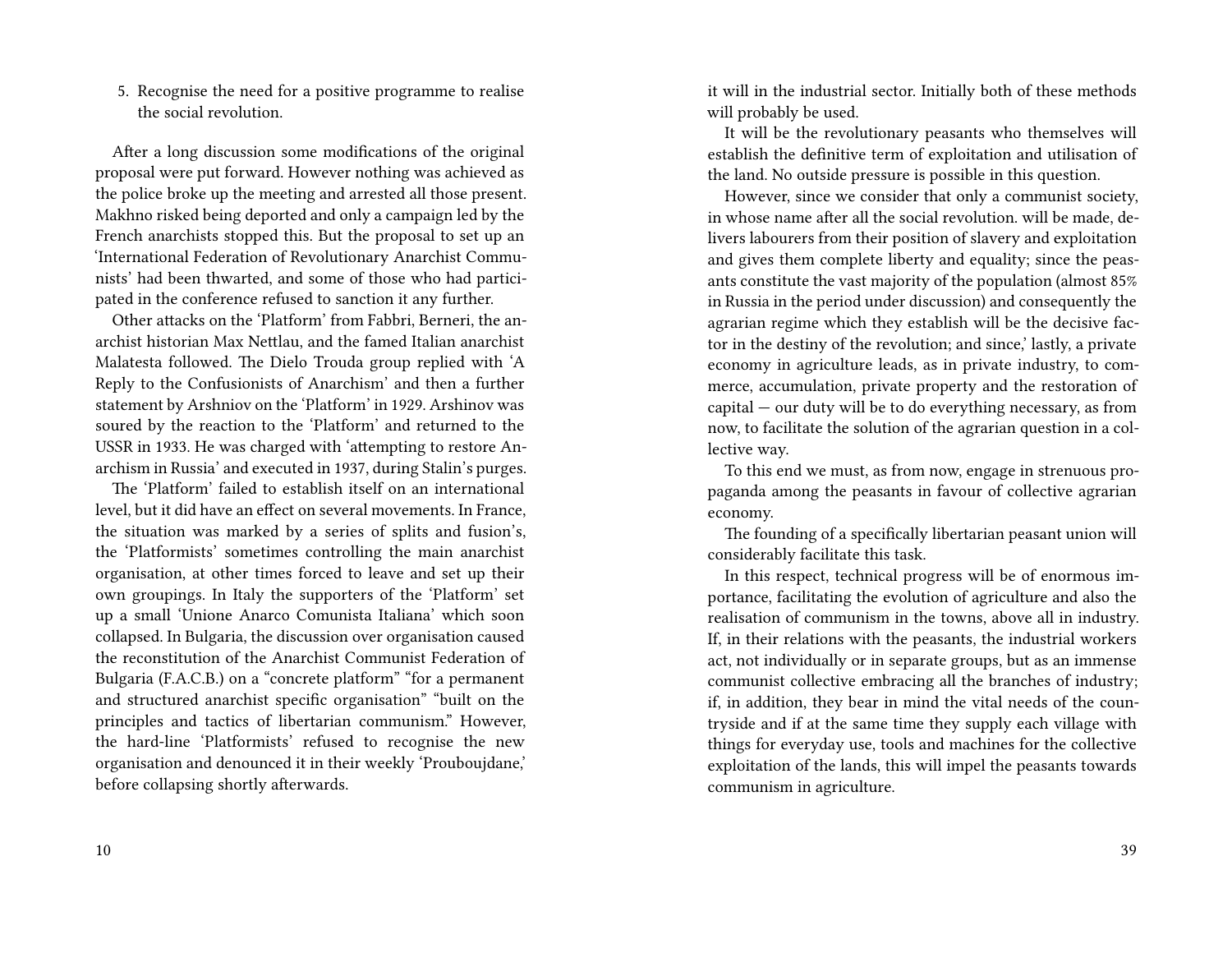5. Recognise the need for a positive programme to realise the social revolution.

After a long discussion some modifications of the original proposal were put forward. However nothing was achieved as the police broke up the meeting and arrested all those present. Makhno risked being deported and only a campaign led by the French anarchists stopped this. But the proposal to set up an 'International Federation of Revolutionary Anarchist Communists' had been thwarted, and some of those who had participated in the conference refused to sanction it any further.

Other attacks on the 'Platform' from Fabbri, Berneri, the anarchist historian Max Nettlau, and the famed Italian anarchist Malatesta followed. The Dielo Trouda group replied with 'A Reply to the Confusionists of Anarchism' and then a further statement by Arshniov on the 'Platform' in 1929. Arshinov was soured by the reaction to the 'Platform' and returned to the USSR in 1933. He was charged with 'attempting to restore Anarchism in Russia' and executed in 1937, during Stalin's purges.

The 'Platform' failed to establish itself on an international level, but it did have an effect on several movements. In France, the situation was marked by a series of splits and fusion's, the 'Platformists' sometimes controlling the main anarchist organisation, at other times forced to leave and set up their own groupings. In Italy the supporters of the 'Platform' set up a small 'Unione Anarco Comunista Italiana' which soon collapsed. In Bulgaria, the discussion over organisation caused the reconstitution of the Anarchist Communist Federation of Bulgaria (F.A.C.B.) on a "concrete platform" "for a permanent and structured anarchist specific organisation" "built on the principles and tactics of libertarian communism." However, the hard-line 'Platformists' refused to recognise the new organisation and denounced it in their weekly 'Prouboujdane,' before collapsing shortly afterwards.

it will in the industrial sector. Initially both of these methods will probably be used.

It will be the revolutionary peasants who themselves will establish the definitive term of exploitation and utilisation of the land. No outside pressure is possible in this question.

However, since we consider that only a communist society, in whose name after all the social revolution. will be made, delivers labourers from their position of slavery and exploitation and gives them complete liberty and equality; since the peasants constitute the vast majority of the population (almost 85% in Russia in the period under discussion) and consequently the agrarian regime which they establish will be the decisive factor in the destiny of the revolution; and since,' lastly, a private economy in agriculture leads, as in private industry, to commerce, accumulation, private property and the restoration of capital — our duty will be to do everything necessary, as from now, to facilitate the solution of the agrarian question in a collective way.

To this end we must, as from now, engage in strenuous propaganda among the peasants in favour of collective agrarian economy.

The founding of a specifically libertarian peasant union will considerably facilitate this task.

In this respect, technical progress will be of enormous importance, facilitating the evolution of agriculture and also the realisation of communism in the towns, above all in industry. If, in their relations with the peasants, the industrial workers act, not individually or in separate groups, but as an immense communist collective embracing all the branches of industry; if, in addition, they bear in mind the vital needs of the countryside and if at the same time they supply each village with things for everyday use, tools and machines for the collective exploitation of the lands, this will impel the peasants towards communism in agriculture.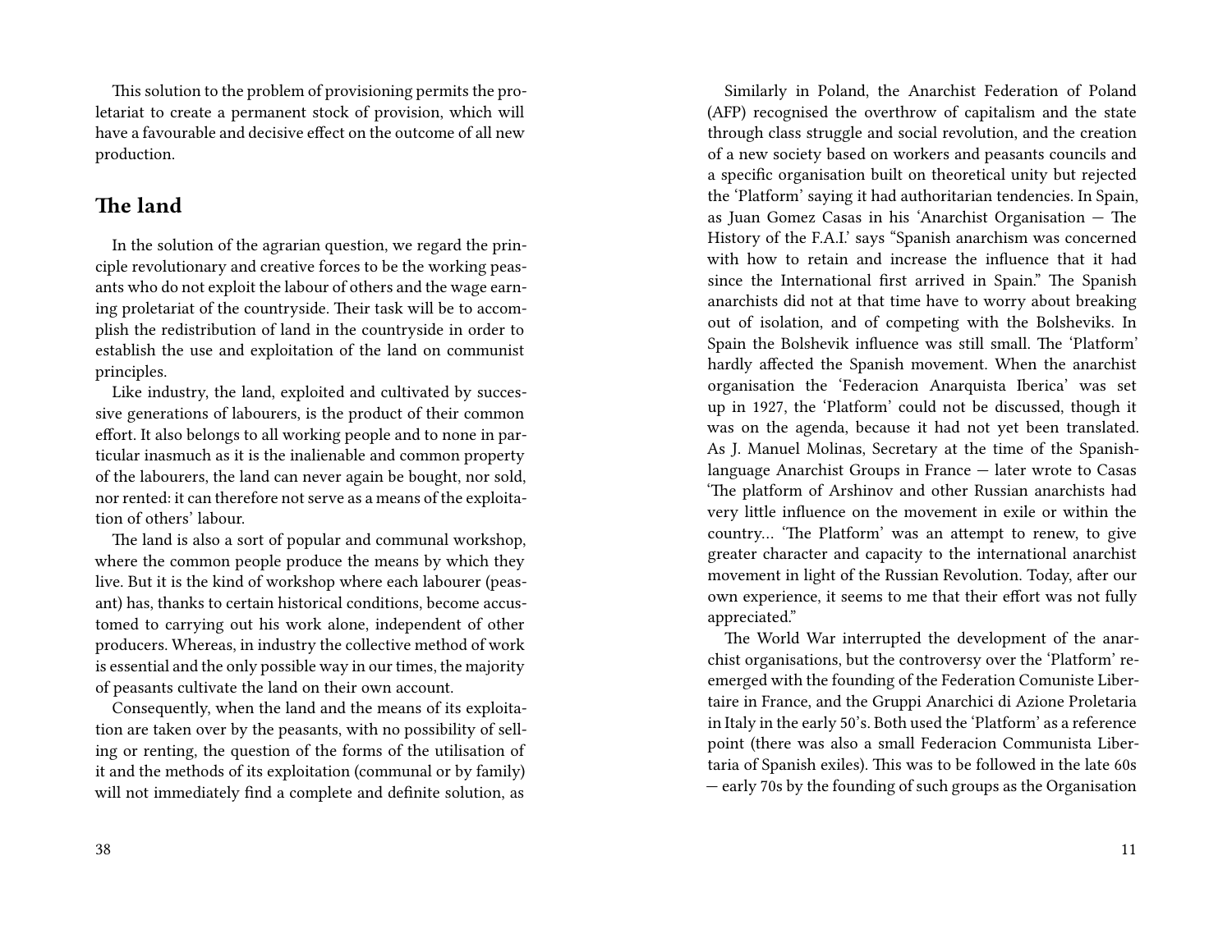This solution to the problem of provisioning permits the proletariat to create a permanent stock of provision, which will have a favourable and decisive effect on the outcome of all new production.

## The land

In the solution of the agrarian question, we regard the principle revolutionary and creative forces to be the working peasants who do not exploit the labour of others and the wage earning proletariat of the countryside. Their task will be to accomplish the redistribution of land in the countryside in order to establish the use and exploitation of the land on communist principles.

Like industry, the land, exploited and cultivated by successive generations of labourers, is the product of their common effort. It also belongs to all working people and to none in particular inasmuch as it is the inalienable and common property of the labourers, the land can never again be bought, nor sold, nor rented: it can therefore not serve as a means of the exploitation of others' labour.

The land is also a sort of popular and communal workshop, where the common people produce the means by which they live. But it is the kind of workshop where each labourer (peasant) has, thanks to certain historical conditions, become accustomed to carrying out his work alone, independent of other producers. Whereas, in industry the collective method of work is essential and the only possible way in our times, the majority of peasants cultivate the land on their own account.

Consequently, when the land and the means of its exploitation are taken over by the peasants, with no possibility of selling or renting, the question of the forms of the utilisation of it and the methods of its exploitation (communal or by family) will not immediately find a complete and definite solution, as

Similarly in Poland, the Anarchist Federation of Poland (AFP) recognised the overthrow of capitalism and the state through class struggle and social revolution, and the creation of a new society based on workers and peasants councils and a specific organisation built on theoretical unity but rejected the 'Platform' saying it had authoritarian tendencies. In Spain, as Juan Gomez Casas in his 'Anarchist Organisation — The History of the F.A.I.' says "Spanish anarchism was concerned with how to retain and increase the influence that it had since the International first arrived in Spain." The Spanish anarchists did not at that time have to worry about breaking out of isolation, and of competing with the Bolsheviks. In Spain the Bolshevik influence was still small. The 'Platform' hardly affected the Spanish movement. When the anarchist organisation the 'Federacion Anarquista Iberica' was set up in 1927, the 'Platform' could not be discussed, though it was on the agenda, because it had not yet been translated. As J. Manuel Molinas, Secretary at the time of the Spanish-language Anarchist Groups in France — later wrote to Casas 'The platform of Arshinov and other Russian anarchists had very little influence on the movement in exile or within the country… 'The Platform' was an attempt to renew, to give greater character and capacity to the international anarchist movement in light of the Russian Revolution. Today, after our own experience, it seems to me that their effort was not fully appreciated."

The World War interrupted the development of the anarchist organisations, but the controversy over the 'Platform' re-emerged with the founding of the Federation Comuniste Libertaire in France, and the Gruppi Anarchici di Azione Proletaria in Italy in the early 50's. Both used the 'Platform' as a reference point (there was also a small Federacion Communista Libertaria of Spanish exiles). This was to be followed in the late 60s — early 70s by the founding of such groups as the Organisation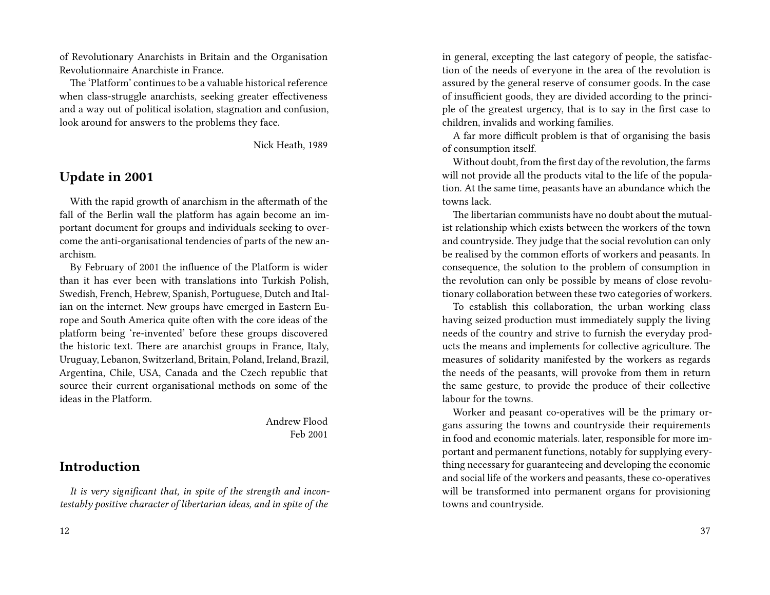of Revolutionary Anarchists in Britain and the Organisation Revolutionnaire Anarchiste in France.

The 'Platform' continues to be a valuable historical reference when class-struggle anarchists, seeking greater effectiveness and a way out of political isolation, stagnation and confusion, look around for answers to the problems they face.

Nick Heath, 1989

## Update in 2001

With the rapid growth of anarchism in the aftermath of the fall of the Berlin wall the platform has again become an important document for groups and individuals seeking to overcome the anti-organisational tendencies of parts of the new anarchism.

By February of 2001 the influence of the Platform is wider than it has ever been with translations into Turkish Polish, Swedish, French, Hebrew, Spanish, Portuguese, Dutch and Italian on the internet. New groups have emerged in Eastern Europe and South America quite often with the core ideas of the platform being 're-invented' before these groups discovered the historic text. There are anarchist groups in France, Italy, Uruguay, Lebanon, Switzerland, Britain, Poland, Ireland, Brazil, Argentina, Chile, USA, Canada and the Czech republic that source their current organisational methods on some of the ideas in the Platform.

Andrew Flood
Feb 2001

## Introduction

*It is very significant that, in spite of the strength and incontestably positive character of libertarian ideas, and in spite of the*

in general, excepting the last category of people, the satisfaction of the needs of everyone in the area of the revolution is assured by the general reserve of consumer goods. In the case of insufficient goods, they are divided according to the principle of the greatest urgency, that is to say in the first case to children, invalids and working families.

A far more difficult problem is that of organising the basis of consumption itself.

Without doubt, from the first day of the revolution, the farms will not provide all the products vital to the life of the population. At the same time, peasants have an abundance which the towns lack.

The libertarian communists have no doubt about the mutualist relationship which exists between the workers of the town and countryside. They judge that the social revolution can only be realised by the common efforts of workers and peasants. In consequence, the solution to the problem of consumption in the revolution can only be possible by means of close revolutionary collaboration between these two categories of workers.

To establish this collaboration, the urban working class having seized production must immediately supply the living needs of the country and strive to furnish the everyday products the means and implements for collective agriculture. The measures of solidarity manifested by the workers as regards the needs of the peasants, will provoke from them in return the same gesture, to provide the produce of their collective labour for the towns.

Worker and peasant co-operatives will be the primary organs assuring the towns and countryside their requirements in food and economic materials. later, responsible for more important and permanent functions, notably for supplying everything necessary for guaranteeing and developing the economic and social life of the workers and peasants, these co-operatives will be transformed into permanent organs for provisioning towns and countryside.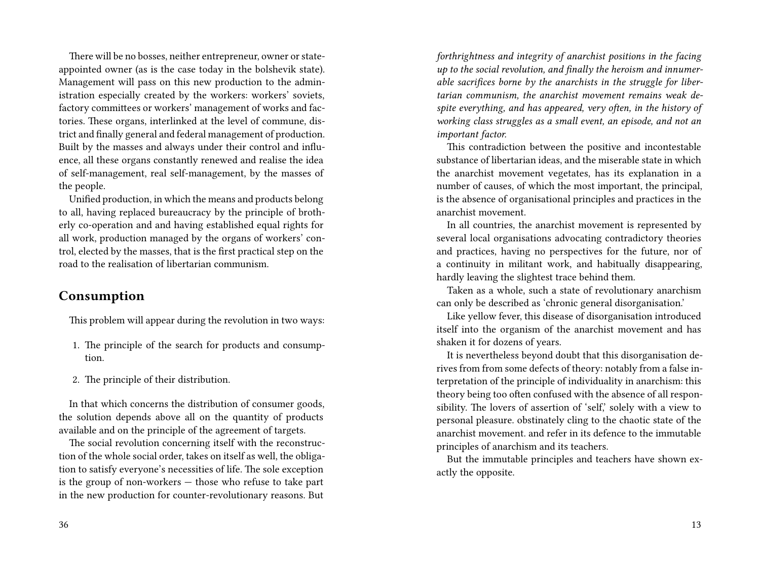There will be no bosses, neither entrepreneur, owner or state-appointed owner (as is the case today in the bolshevik state). Management will pass on this new production to the administration especially created by the workers: workers' soviets, factory committees or workers' management of works and factories. These organs, interlinked at the level of commune, district and finally general and federal management of production. Built by the masses and always under their control and influence, all these organs constantly renewed and realise the idea of self-management, real self-management, by the masses of the people.

Unified production, in which the means and products belong to all, having replaced bureaucracy by the principle of brotherly co-operation and and having established equal rights for all work, production managed by the organs of workers' control, elected by the masses, that is the first practical step on the road to the realisation of libertarian communism.

## Consumption

This problem will appear during the revolution in two ways:

1. The principle of the search for products and consumption.
2. The principle of their distribution.

In that which concerns the distribution of consumer goods, the solution depends above all on the quantity of products available and on the principle of the agreement of targets.

The social revolution concerning itself with the reconstruction of the whole social order, takes on itself as well, the obligation to satisfy everyone's necessities of life. The sole exception is the group of non-workers — those who refuse to take part in the new production for counter-revolutionary reasons. But

*forthrightness and integrity of anarchist positions in the facing up to the social revolution, and finally the heroism and innumerable sacrifices borne by the anarchists in the struggle for libertarian communism, the anarchist movement remains weak despite everything, and has appeared, very often, in the history of working class struggles as a small event, an episode, and not an important factor.*

This contradiction between the positive and incontestable substance of libertarian ideas, and the miserable state in which the anarchist movement vegetates, has its explanation in a number of causes, of which the most important, the principal, is the absence of organisational principles and practices in the anarchist movement.

In all countries, the anarchist movement is represented by several local organisations advocating contradictory theories and practices, having no perspectives for the future, nor of a continuity in militant work, and habitually disappearing, hardly leaving the slightest trace behind them.

Taken as a whole, such a state of revolutionary anarchism can only be described as 'chronic general disorganisation.'

Like yellow fever, this disease of disorganisation introduced itself into the organism of the anarchist movement and has shaken it for dozens of years.

It is nevertheless beyond doubt that this disorganisation derives from from some defects of theory: notably from a false interpretation of the principle of individuality in anarchism: this theory being too often confused with the absence of all responsibility. The lovers of assertion of 'self,' solely with a view to personal pleasure. obstinately cling to the chaotic state of the anarchist movement. and refer in its defence to the immutable principles of anarchism and its teachers.

But the immutable principles and teachers have shown exactly the opposite.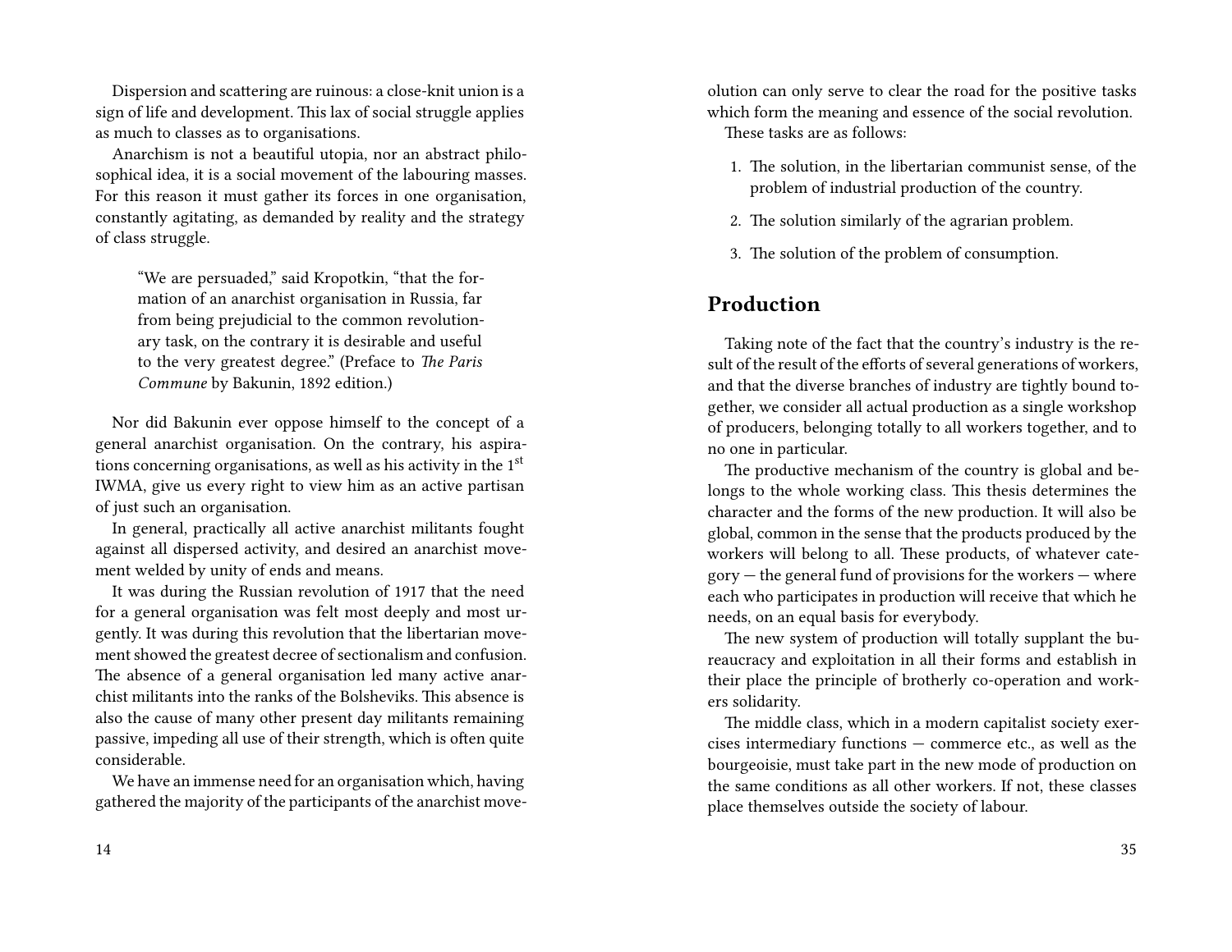Dispersion and scattering are ruinous: a close-knit union is a sign of life and development. This lax of social struggle applies as much to classes as to organisations.

Anarchism is not a beautiful utopia, nor an abstract philosophical idea, it is a social movement of the labouring masses. For this reason it must gather its forces in one organisation, constantly agitating, as demanded by reality and the strategy of class struggle.

> "We are persuaded," said Kropotkin, "that the formation of an anarchist organisation in Russia, far from being prejudicial to the common revolutionary task, on the contrary it is desirable and useful to the very greatest degree." (Preface to *The Paris Commune* by Bakunin, 1892 edition.)

Nor did Bakunin ever oppose himself to the concept of a general anarchist organisation. On the contrary, his aspirations concerning organisations, as well as his activity in the 1st IWMA, give us every right to view him as an active partisan of just such an organisation.

In general, practically all active anarchist militants fought against all dispersed activity, and desired an anarchist movement welded by unity of ends and means.

It was during the Russian revolution of 1917 that the need for a general organisation was felt most deeply and most urgently. It was during this revolution that the libertarian movement showed the greatest decree of sectionalism and confusion. The absence of a general organisation led many active anarchist militants into the ranks of the Bolsheviks. This absence is also the cause of many other present day militants remaining passive, impeding all use of their strength, which is often quite considerable.

We have an immense need for an organisation which, having gathered the majority of the participants of the anarchist move-

olution can only serve to clear the road for the positive tasks which form the meaning and essence of the social revolution.

These tasks are as follows:

1. The solution, in the libertarian communist sense, of the problem of industrial production of the country.
2. The solution similarly of the agrarian problem.
3. The solution of the problem of consumption.

## Production

Taking note of the fact that the country's industry is the result of the result of the efforts of several generations of workers, and that the diverse branches of industry are tightly bound together, we consider all actual production as a single workshop of producers, belonging totally to all workers together, and to no one in particular.

The productive mechanism of the country is global and belongs to the whole working class. This thesis determines the character and the forms of the new production. It will also be global, common in the sense that the products produced by the workers will belong to all. These products, of whatever category — the general fund of provisions for the workers — where each who participates in production will receive that which he needs, on an equal basis for everybody.

The new system of production will totally supplant the bureaucracy and exploitation in all their forms and establish in their place the principle of brotherly co-operation and workers solidarity.

The middle class, which in a modern capitalist society exercises intermediary functions — commerce etc., as well as the bourgeoisie, must take part in the new mode of production on the same conditions as all other workers. If not, these classes place themselves outside the society of labour.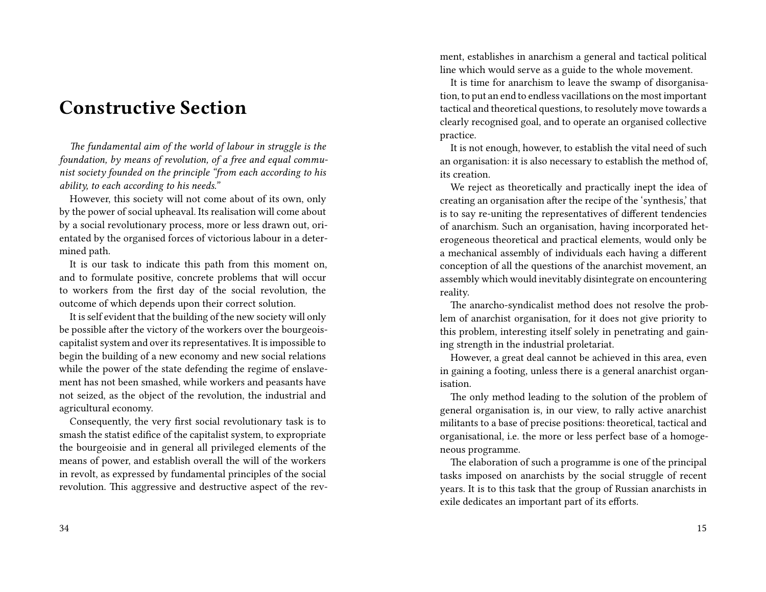# Constructive Section

*The fundamental aim of the world of labour in struggle is the foundation, by means of revolution, of a free and equal communist society founded on the principle "from each according to his ability, to each according to his needs."*

However, this society will not come about of its own, only by the power of social upheaval. Its realisation will come about by a social revolutionary process, more or less drawn out, orientated by the organised forces of victorious labour in a determined path.

It is our task to indicate this path from this moment on, and to formulate positive, concrete problems that will occur to workers from the first day of the social revolution, the outcome of which depends upon their correct solution.

It is self evident that the building of the new society will only be possible after the victory of the workers over the bourgeois-capitalist system and over its representatives. It is impossible to begin the building of a new economy and new social relations while the power of the state defending the regime of enslavement has not been smashed, while workers and peasants have not seized, as the object of the revolution, the industrial and agricultural economy.

Consequently, the very first social revolutionary task is to smash the statist edifice of the capitalist system, to expropriate the bourgeoisie and in general all privileged elements of the means of power, and establish overall the will of the workers in revolt, as expressed by fundamental principles of the social revolution. This aggressive and destructive aspect of the rev-

ment, establishes in anarchism a general and tactical political line which would serve as a guide to the whole movement.

It is time for anarchism to leave the swamp of disorganisation, to put an end to endless vacillations on the most important tactical and theoretical questions, to resolutely move towards a clearly recognised goal, and to operate an organised collective practice.

It is not enough, however, to establish the vital need of such an organisation: it is also necessary to establish the method of, its creation.

We reject as theoretically and practically inept the idea of creating an organisation after the recipe of the 'synthesis,' that is to say re-uniting the representatives of different tendencies of anarchism. Such an organisation, having incorporated heterogeneous theoretical and practical elements, would only be a mechanical assembly of individuals each having a different conception of all the questions of the anarchist movement, an assembly which would inevitably disintegrate on encountering reality.

The anarcho-syndicalist method does not resolve the problem of anarchist organisation, for it does not give priority to this problem, interesting itself solely in penetrating and gaining strength in the industrial proletariat.

However, a great deal cannot be achieved in this area, even in gaining a footing, unless there is a general anarchist organisation.

The only method leading to the solution of the problem of general organisation is, in our view, to rally active anarchist militants to a base of precise positions: theoretical, tactical and organisational, i.e. the more or less perfect base of a homogeneous programme.

The elaboration of such a programme is one of the principal tasks imposed on anarchists by the social struggle of recent years. It is to this task that the group of Russian anarchists in exile dedicates an important part of its efforts.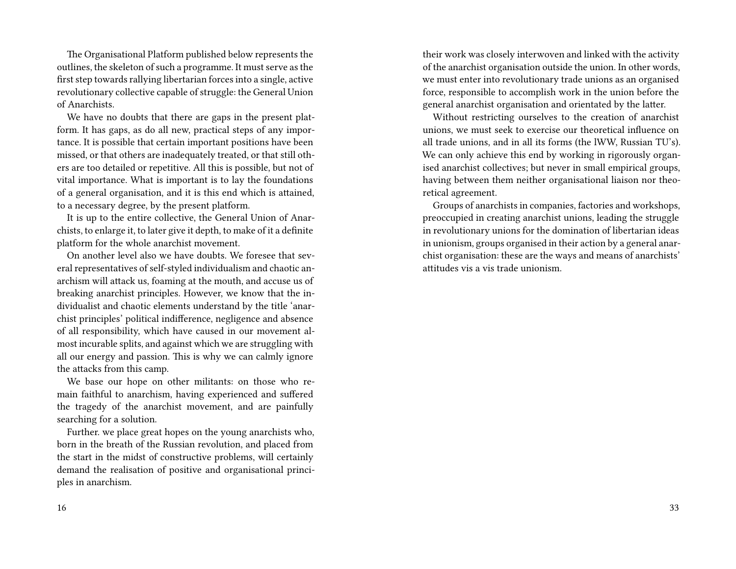The Organisational Platform published below represents the outlines, the skeleton of such a programme. It must serve as the first step towards rallying libertarian forces into a single, active revolutionary collective capable of struggle: the General Union of Anarchists.

We have no doubts that there are gaps in the present platform. It has gaps, as do all new, practical steps of any importance. It is possible that certain important positions have been missed, or that others are inadequately treated, or that still others are too detailed or repetitive. All this is possible, but not of vital importance. What is important is to lay the foundations of a general organisation, and it is this end which is attained, to a necessary degree, by the present platform.

It is up to the entire collective, the General Union of Anarchists, to enlarge it, to later give it depth, to make of it a definite platform for the whole anarchist movement.

On another level also we have doubts. We foresee that several representatives of self-styled individualism and chaotic anarchism will attack us, foaming at the mouth, and accuse us of breaking anarchist principles. However, we know that the individualist and chaotic elements understand by the title 'anarchist principles' political indifference, negligence and absence of all responsibility, which have caused in our movement almost incurable splits, and against which we are struggling with all our energy and passion. This is why we can calmly ignore the attacks from this camp.

We base our hope on other militants: on those who remain faithful to anarchism, having experienced and suffered the tragedy of the anarchist movement, and are painfully searching for a solution.

Further. we place great hopes on the young anarchists who, born in the breath of the Russian revolution, and placed from the start in the midst of constructive problems, will certainly demand the realisation of positive and organisational principles in anarchism.

their work was closely interwoven and linked with the activity of the anarchist organisation outside the union. In other words, we must enter into revolutionary trade unions as an organised force, responsible to accomplish work in the union before the general anarchist organisation and orientated by the latter.

Without restricting ourselves to the creation of anarchist unions, we must seek to exercise our theoretical influence on all trade unions, and in all its forms (the IWW, Russian TU's). We can only achieve this end by working in rigorously organised anarchist collectives; but never in small empirical groups, having between them neither organisational liaison nor theoretical agreement.

Groups of anarchists in companies, factories and workshops, preoccupied in creating anarchist unions, leading the struggle in revolutionary unions for the domination of libertarian ideas in unionism, groups organised in their action by a general anarchist organisation: these are the ways and means of anarchists' attitudes vis a vis trade unionism.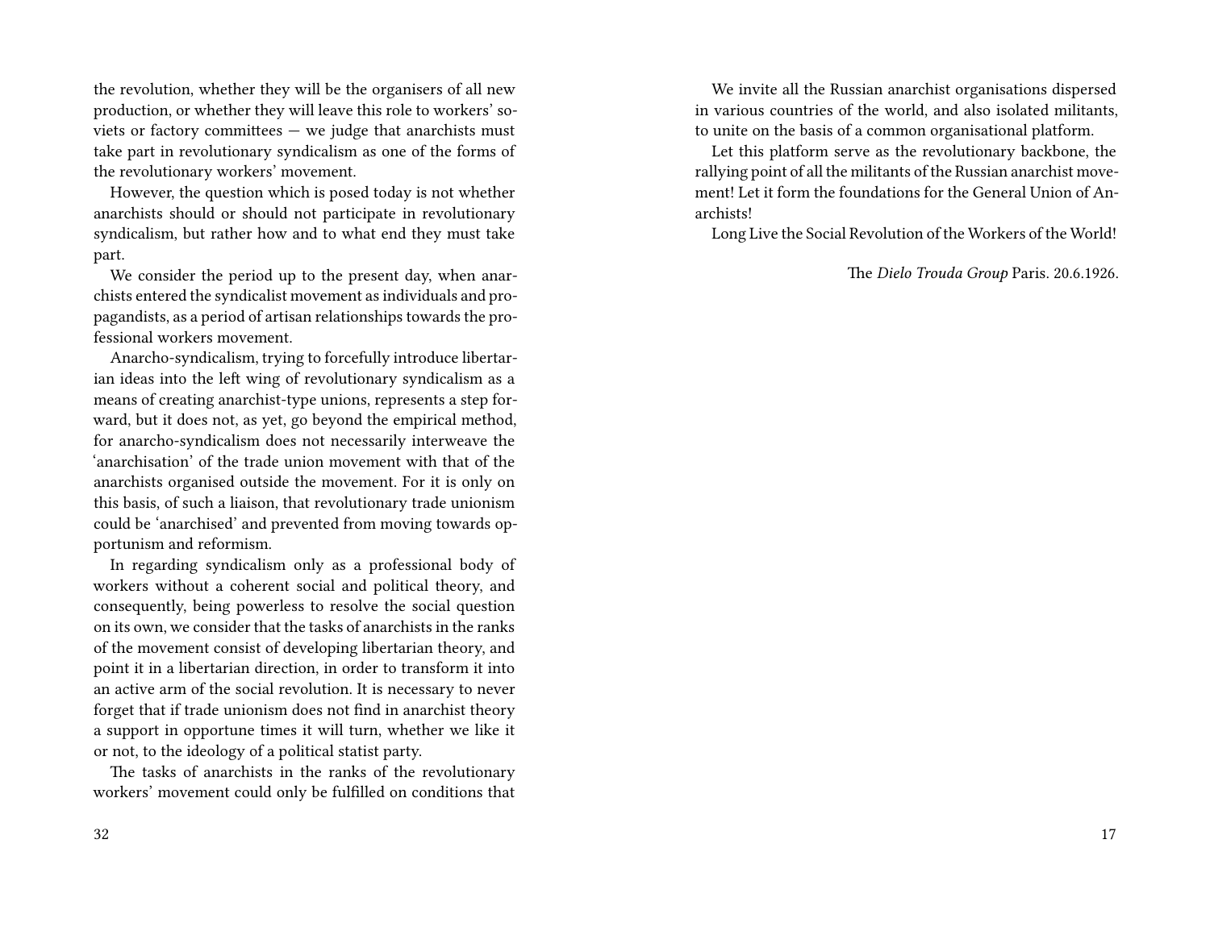the revolution, whether they will be the organisers of all new production, or whether they will leave this role to workers' soviets or factory committees — we judge that anarchists must take part in revolutionary syndicalism as one of the forms of the revolutionary workers' movement.

However, the question which is posed today is not whether anarchists should or should not participate in revolutionary syndicalism, but rather how and to what end they must take part.

We consider the period up to the present day, when anarchists entered the syndicalist movement as individuals and propagandists, as a period of artisan relationships towards the professional workers movement.

Anarcho-syndicalism, trying to forcefully introduce libertarian ideas into the left wing of revolutionary syndicalism as a means of creating anarchist-type unions, represents a step forward, but it does not, as yet, go beyond the empirical method, for anarcho-syndicalism does not necessarily interweave the 'anarchisation' of the trade union movement with that of the anarchists organised outside the movement. For it is only on this basis, of such a liaison, that revolutionary trade unionism could be 'anarchised' and prevented from moving towards opportunism and reformism.

In regarding syndicalism only as a professional body of workers without a coherent social and political theory, and consequently, being powerless to resolve the social question on its own, we consider that the tasks of anarchists in the ranks of the movement consist of developing libertarian theory, and point it in a libertarian direction, in order to transform it into an active arm of the social revolution. It is necessary to never forget that if trade unionism does not find in anarchist theory a support in opportune times it will turn, whether we like it or not, to the ideology of a political statist party.

The tasks of anarchists in the ranks of the revolutionary workers' movement could only be fulfilled on conditions that

We invite all the Russian anarchist organisations dispersed in various countries of the world, and also isolated militants, to unite on the basis of a common organisational platform.

Let this platform serve as the revolutionary backbone, the rallying point of all the militants of the Russian anarchist movement! Let it form the foundations for the General Union of Anarchists!

Long Live the Social Revolution of the Workers of the World!

The *Dielo Trouda Group* Paris. 20.6.1926.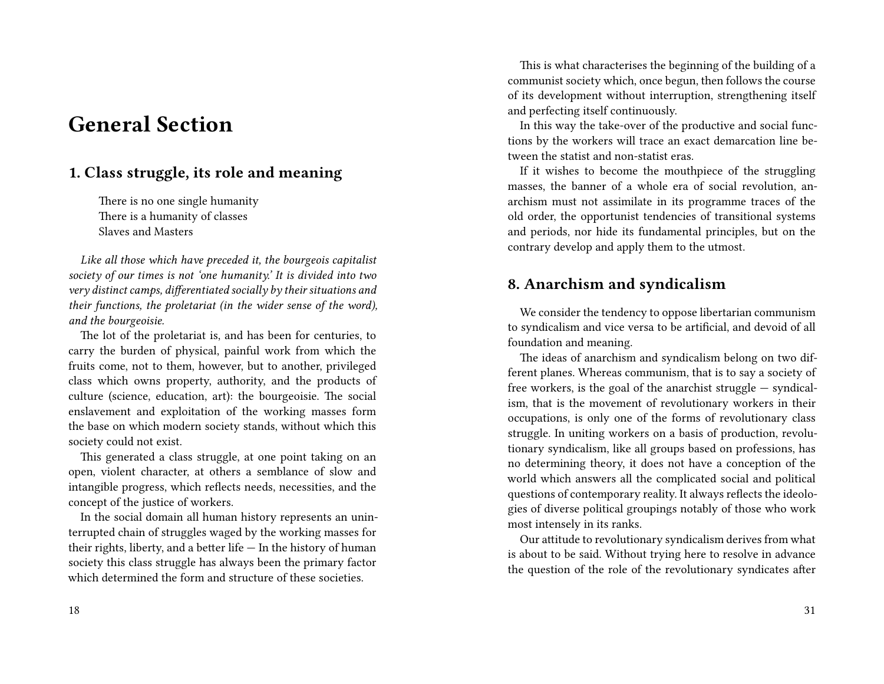# General Section

## 1. Class struggle, its role and meaning

> There is no one single humanity
> There is a humanity of classes
> Slaves and Masters

*Like all those which have preceded it, the bourgeois capitalist society of our times is not 'one humanity.' It is divided into two very distinct camps, differentiated socially by their situations and their functions, the proletariat (in the wider sense of the word), and the bourgeoisie.*

The lot of the proletariat is, and has been for centuries, to carry the burden of physical, painful work from which the fruits come, not to them, however, but to another, privileged class which owns property, authority, and the products of culture (science, education, art): the bourgeoisie. The social enslavement and exploitation of the working masses form the base on which modern society stands, without which this society could not exist.

This generated a class struggle, at one point taking on an open, violent character, at others a semblance of slow and intangible progress, which reflects needs, necessities, and the concept of the justice of workers.

In the social domain all human history represents an uninterrupted chain of struggles waged by the working masses for their rights, liberty, and a better life — In the history of human society this class struggle has always been the primary factor which determined the form and structure of these societies.

This is what characterises the beginning of the building of a communist society which, once begun, then follows the course of its development without interruption, strengthening itself and perfecting itself continuously.

In this way the take-over of the productive and social functions by the workers will trace an exact demarcation line between the statist and non-statist eras.

If it wishes to become the mouthpiece of the struggling masses, the banner of a whole era of social revolution, anarchism must not assimilate in its programme traces of the old order, the opportunist tendencies of transitional systems and periods, nor hide its fundamental principles, but on the contrary develop and apply them to the utmost.

## 8. Anarchism and syndicalism

We consider the tendency to oppose libertarian communism to syndicalism and vice versa to be artificial, and devoid of all foundation and meaning.

The ideas of anarchism and syndicalism belong on two different planes. Whereas communism, that is to say a society of free workers, is the goal of the anarchist struggle — syndicalism, that is the movement of revolutionary workers in their occupations, is only one of the forms of revolutionary class struggle. In uniting workers on a basis of production, revolutionary syndicalism, like all groups based on professions, has no determining theory, it does not have a conception of the world which answers all the complicated social and political questions of contemporary reality. It always reflects the ideologies of diverse political groupings notably of those who work most intensely in its ranks.

Our attitude to revolutionary syndicalism derives from what is about to be said. Without trying here to resolve in advance the question of the role of the revolutionary syndicates after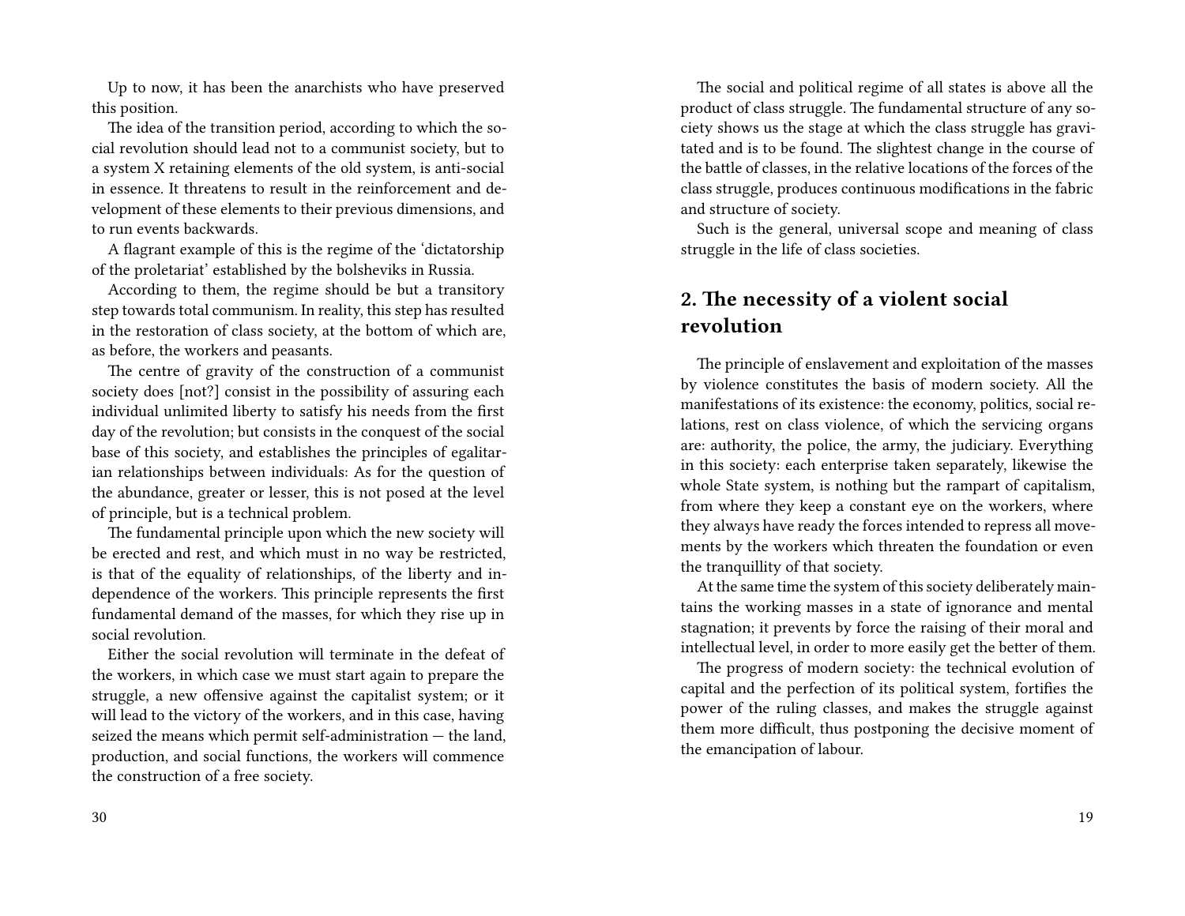Up to now, it has been the anarchists who have preserved this position.

The idea of the transition period, according to which the social revolution should lead not to a communist society, but to a system X retaining elements of the old system, is anti-social in essence. It threatens to result in the reinforcement and development of these elements to their previous dimensions, and to run events backwards.

A flagrant example of this is the regime of the 'dictatorship of the proletariat' established by the bolsheviks in Russia.

According to them, the regime should be but a transitory step towards total communism. In reality, this step has resulted in the restoration of class society, at the bottom of which are, as before, the workers and peasants.

The centre of gravity of the construction of a communist society does [not?] consist in the possibility of assuring each individual unlimited liberty to satisfy his needs from the first day of the revolution; but consists in the conquest of the social base of this society, and establishes the principles of egalitarian relationships between individuals: As for the question of the abundance, greater or lesser, this is not posed at the level of principle, but is a technical problem.

The fundamental principle upon which the new society will be erected and rest, and which must in no way be restricted, is that of the equality of relationships, of the liberty and independence of the workers. This principle represents the first fundamental demand of the masses, for which they rise up in social revolution.

Either the social revolution will terminate in the defeat of the workers, in which case we must start again to prepare the struggle, a new offensive against the capitalist system; or it will lead to the victory of the workers, and in this case, having seized the means which permit self-administration — the land, production, and social functions, the workers will commence the construction of a free society.

The social and political regime of all states is above all the product of class struggle. The fundamental structure of any society shows us the stage at which the class struggle has gravitated and is to be found. The slightest change in the course of the battle of classes, in the relative locations of the forces of the class struggle, produces continuous modifications in the fabric and structure of society.

Such is the general, universal scope and meaning of class struggle in the life of class societies.

## 2. The necessity of a violent social revolution

The principle of enslavement and exploitation of the masses by violence constitutes the basis of modern society. All the manifestations of its existence: the economy, politics, social relations, rest on class violence, of which the servicing organs are: authority, the police, the army, the judiciary. Everything in this society: each enterprise taken separately, likewise the whole State system, is nothing but the rampart of capitalism, from where they keep a constant eye on the workers, where they always have ready the forces intended to repress all movements by the workers which threaten the foundation or even the tranquillity of that society.

At the same time the system of this society deliberately maintains the working masses in a state of ignorance and mental stagnation; it prevents by force the raising of their moral and intellectual level, in order to more easily get the better of them.

The progress of modern society: the technical evolution of capital and the perfection of its political system, fortifies the power of the ruling classes, and makes the struggle against them more difficult, thus postponing the decisive moment of the emancipation of labour.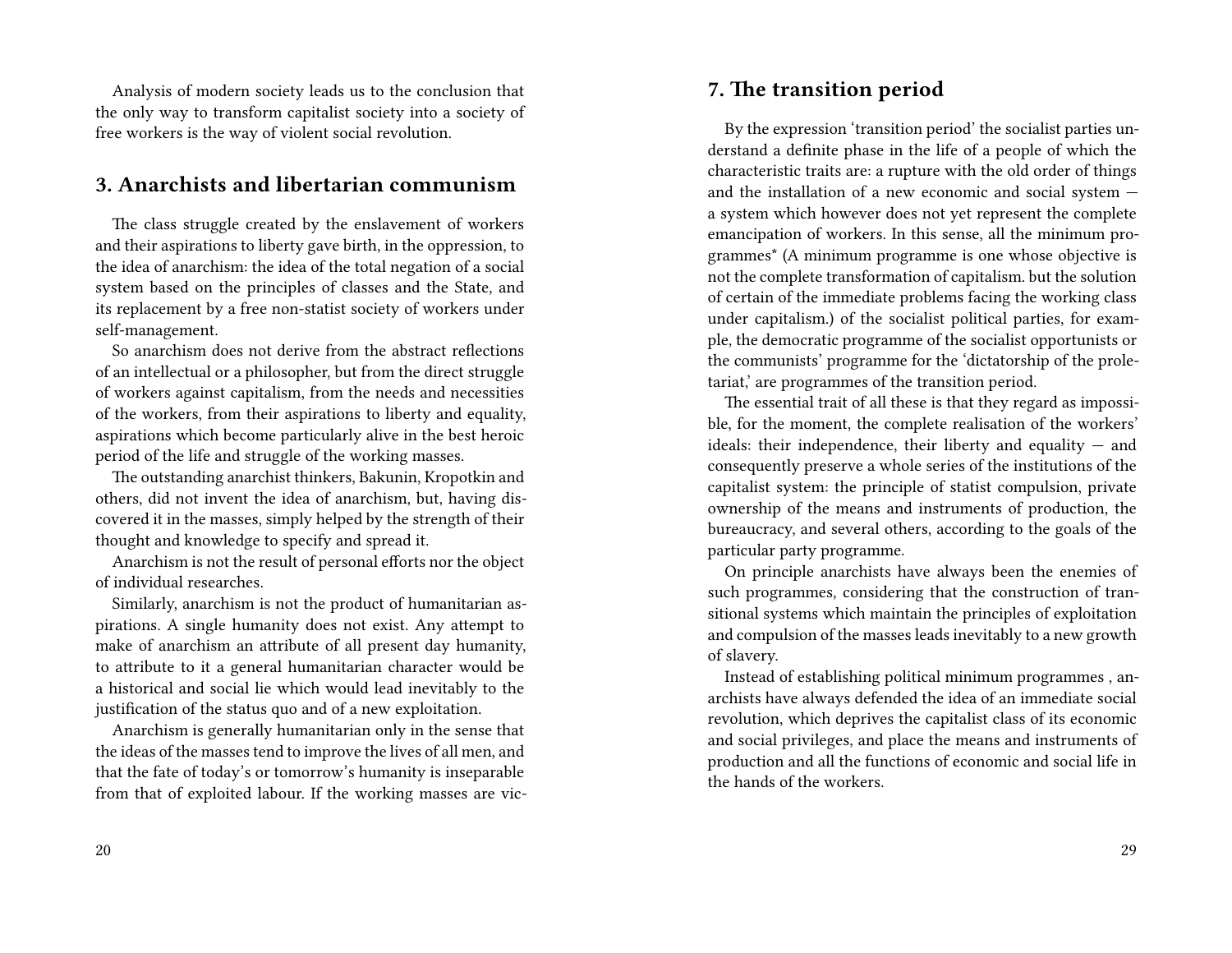Analysis of modern society leads us to the conclusion that the only way to transform capitalist society into a society of free workers is the way of violent social revolution.

## 3. Anarchists and libertarian communism

The class struggle created by the enslavement of workers and their aspirations to liberty gave birth, in the oppression, to the idea of anarchism: the idea of the total negation of a social system based on the principles of classes and the State, and its replacement by a free non-statist society of workers under self-management.

So anarchism does not derive from the abstract reflections of an intellectual or a philosopher, but from the direct struggle of workers against capitalism, from the needs and necessities of the workers, from their aspirations to liberty and equality, aspirations which become particularly alive in the best heroic period of the life and struggle of the working masses.

The outstanding anarchist thinkers, Bakunin, Kropotkin and others, did not invent the idea of anarchism, but, having discovered it in the masses, simply helped by the strength of their thought and knowledge to specify and spread it.

Anarchism is not the result of personal efforts nor the object of individual researches.

Similarly, anarchism is not the product of humanitarian aspirations. A single humanity does not exist. Any attempt to make of anarchism an attribute of all present day humanity, to attribute to it a general humanitarian character would be a historical and social lie which would lead inevitably to the justification of the status quo and of a new exploitation.

Anarchism is generally humanitarian only in the sense that the ideas of the masses tend to improve the lives of all men, and that the fate of today's or tomorrow's humanity is inseparable from that of exploited labour. If the working masses are vic-

## 7. The transition period

By the expression 'transition period' the socialist parties understand a definite phase in the life of a people of which the characteristic traits are: a rupture with the old order of things and the installation of a new economic and social system — a system which however does not yet represent the complete emancipation of workers. In this sense, all the minimum programmes* (A minimum programme is one whose objective is not the complete transformation of capitalism. but the solution of certain of the immediate problems facing the working class under capitalism.) of the socialist political parties, for example, the democratic programme of the socialist opportunists or the communists' programme for the 'dictatorship of the proletariat,' are programmes of the transition period.

The essential trait of all these is that they regard as impossible, for the moment, the complete realisation of the workers' ideals: their independence, their liberty and equality — and consequently preserve a whole series of the institutions of the capitalist system: the principle of statist compulsion, private ownership of the means and instruments of production, the bureaucracy, and several others, according to the goals of the particular party programme.

On principle anarchists have always been the enemies of such programmes, considering that the construction of transitional systems which maintain the principles of exploitation and compulsion of the masses leads inevitably to a new growth of slavery.

Instead of establishing political minimum programmes , anarchists have always defended the idea of an immediate social revolution, which deprives the capitalist class of its economic and social privileges, and place the means and instruments of production and all the functions of economic and social life in the hands of the workers.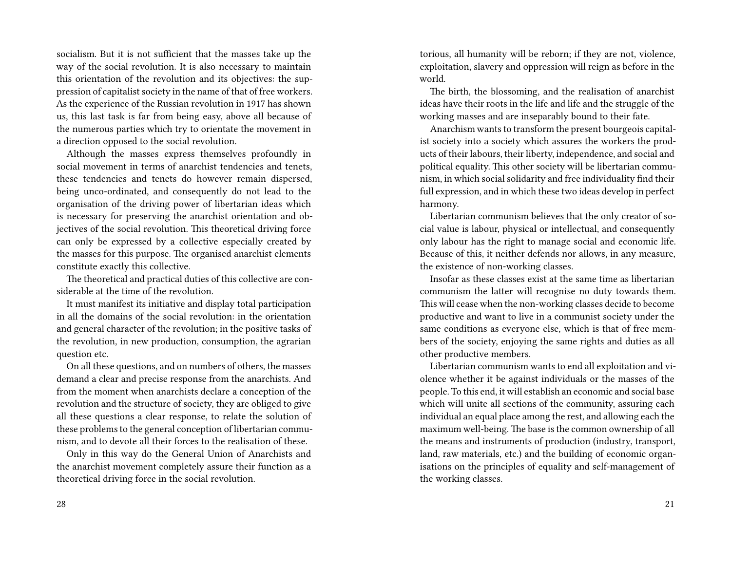socialism. But it is not sufficient that the masses take up the way of the social revolution. It is also necessary to maintain this orientation of the revolution and its objectives: the suppression of capitalist society in the name of that of free workers. As the experience of the Russian revolution in 1917 has shown us, this last task is far from being easy, above all because of the numerous parties which try to orientate the movement in a direction opposed to the social revolution.

Although the masses express themselves profoundly in social movement in terms of anarchist tendencies and tenets, these tendencies and tenets do however remain dispersed, being unco-ordinated, and consequently do not lead to the organisation of the driving power of libertarian ideas which is necessary for preserving the anarchist orientation and objectives of the social revolution. This theoretical driving force can only be expressed by a collective especially created by the masses for this purpose. The organised anarchist elements constitute exactly this collective.

The theoretical and practical duties of this collective are considerable at the time of the revolution.

It must manifest its initiative and display total participation in all the domains of the social revolution: in the orientation and general character of the revolution; in the positive tasks of the revolution, in new production, consumption, the agrarian question etc.

On all these questions, and on numbers of others, the masses demand a clear and precise response from the anarchists. And from the moment when anarchists declare a conception of the revolution and the structure of society, they are obliged to give all these questions a clear response, to relate the solution of these problems to the general conception of libertarian communism, and to devote all their forces to the realisation of these.

Only in this way do the General Union of Anarchists and the anarchist movement completely assure their function as a theoretical driving force in the social revolution.

torious, all humanity will be reborn; if they are not, violence, exploitation, slavery and oppression will reign as before in the world.

The birth, the blossoming, and the realisation of anarchist ideas have their roots in the life and life and the struggle of the working masses and are inseparably bound to their fate.

Anarchism wants to transform the present bourgeois capitalist society into a society which assures the workers the products of their labours, their liberty, independence, and social and political equality. This other society will be libertarian communism, in which social solidarity and free individuality find their full expression, and in which these two ideas develop in perfect harmony.

Libertarian communism believes that the only creator of social value is labour, physical or intellectual, and consequently only labour has the right to manage social and economic life. Because of this, it neither defends nor allows, in any measure, the existence of non-working classes.

Insofar as these classes exist at the same time as libertarian communism the latter will recognise no duty towards them. This will cease when the non-working classes decide to become productive and want to live in a communist society under the same conditions as everyone else, which is that of free members of the society, enjoying the same rights and duties as all other productive members.

Libertarian communism wants to end all exploitation and violence whether it be against individuals or the masses of the people. To this end, it will establish an economic and social base which will unite all sections of the community, assuring each individual an equal place among the rest, and allowing each the maximum well-being. The base is the common ownership of all the means and instruments of production (industry, transport, land, raw materials, etc.) and the building of economic organisations on the principles of equality and self-management of the working classes.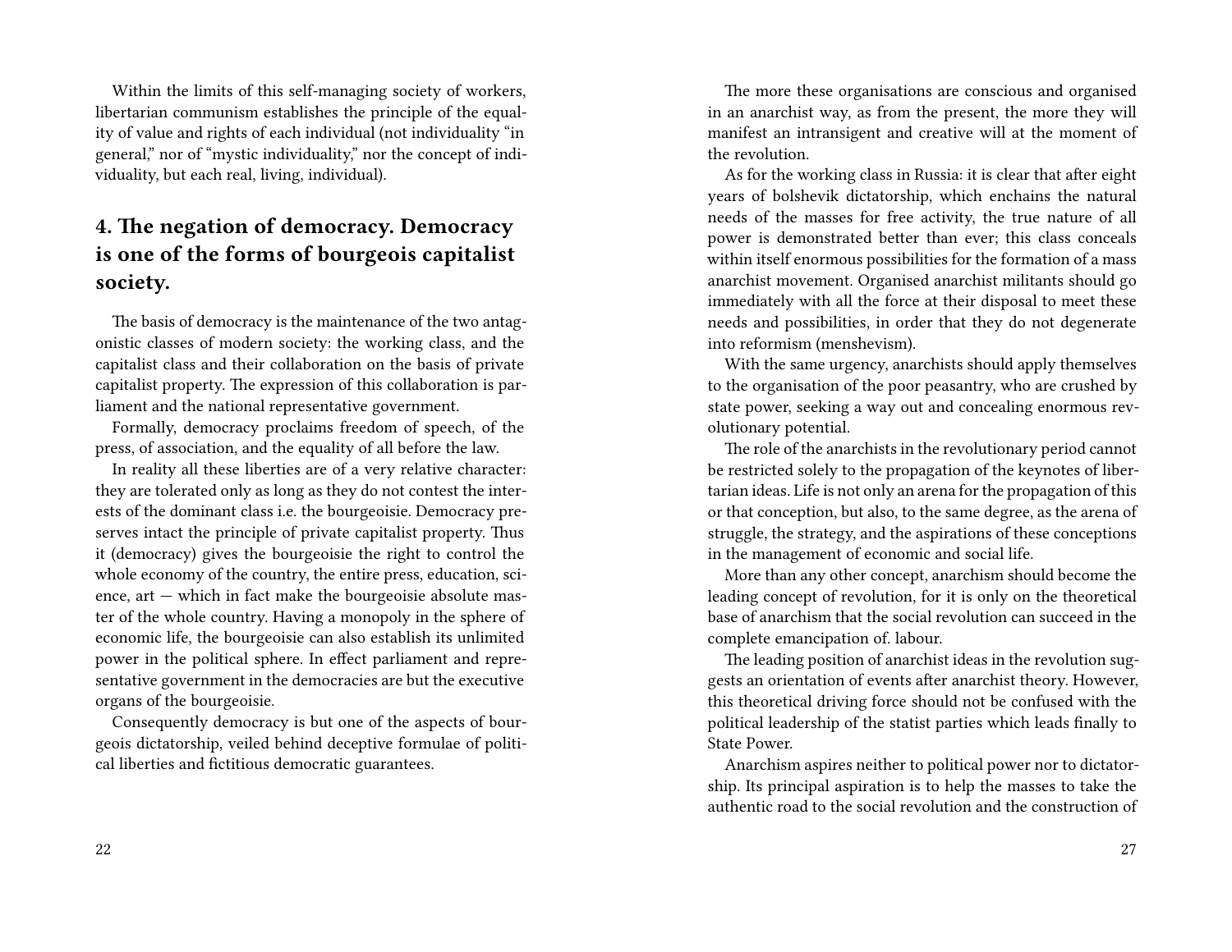Within the limits of this self-managing society of workers, libertarian communism establishes the principle of the equality of value and rights of each individual (not individuality "in general," nor of "mystic individuality," nor the concept of individuality, but each real, living, individual).

## 4. The negation of democracy. Democracy is one of the forms of bourgeois capitalist society.

The basis of democracy is the maintenance of the two antagonistic classes of modern society: the working class, and the capitalist class and their collaboration on the basis of private capitalist property. The expression of this collaboration is parliament and the national representative government.

Formally, democracy proclaims freedom of speech, of the press, of association, and the equality of all before the law.

In reality all these liberties are of a very relative character: they are tolerated only as long as they do not contest the interests of the dominant class i.e. the bourgeoisie. Democracy preserves intact the principle of private capitalist property. Thus it (democracy) gives the bourgeoisie the right to control the whole economy of the country, the entire press, education, science, art — which in fact make the bourgeoisie absolute master of the whole country. Having a monopoly in the sphere of economic life, the bourgeoisie can also establish its unlimited power in the political sphere. In effect parliament and representative government in the democracies are but the executive organs of the bourgeoisie.

Consequently democracy is but one of the aspects of bourgeois dictatorship, veiled behind deceptive formulae of political liberties and fictitious democratic guarantees.

The more these organisations are conscious and organised in an anarchist way, as from the present, the more they will manifest an intransigent and creative will at the moment of the revolution.

As for the working class in Russia: it is clear that after eight years of bolshevik dictatorship, which enchains the natural needs of the masses for free activity, the true nature of all power is demonstrated better than ever; this class conceals within itself enormous possibilities for the formation of a mass anarchist movement. Organised anarchist militants should go immediately with all the force at their disposal to meet these needs and possibilities, in order that they do not degenerate into reformism (menshevism).

With the same urgency, anarchists should apply themselves to the organisation of the poor peasantry, who are crushed by state power, seeking a way out and concealing enormous revolutionary potential.

The role of the anarchists in the revolutionary period cannot be restricted solely to the propagation of the keynotes of libertarian ideas. Life is not only an arena for the propagation of this or that conception, but also, to the same degree, as the arena of struggle, the strategy, and the aspirations of these conceptions in the management of economic and social life.

More than any other concept, anarchism should become the leading concept of revolution, for it is only on the theoretical base of anarchism that the social revolution can succeed in the complete emancipation of. labour.

The leading position of anarchist ideas in the revolution suggests an orientation of events after anarchist theory. However, this theoretical driving force should not be confused with the political leadership of the statist parties which leads finally to State Power.

Anarchism aspires neither to political power nor to dictatorship. Its principal aspiration is to help the masses to take the authentic road to the social revolution and the construction of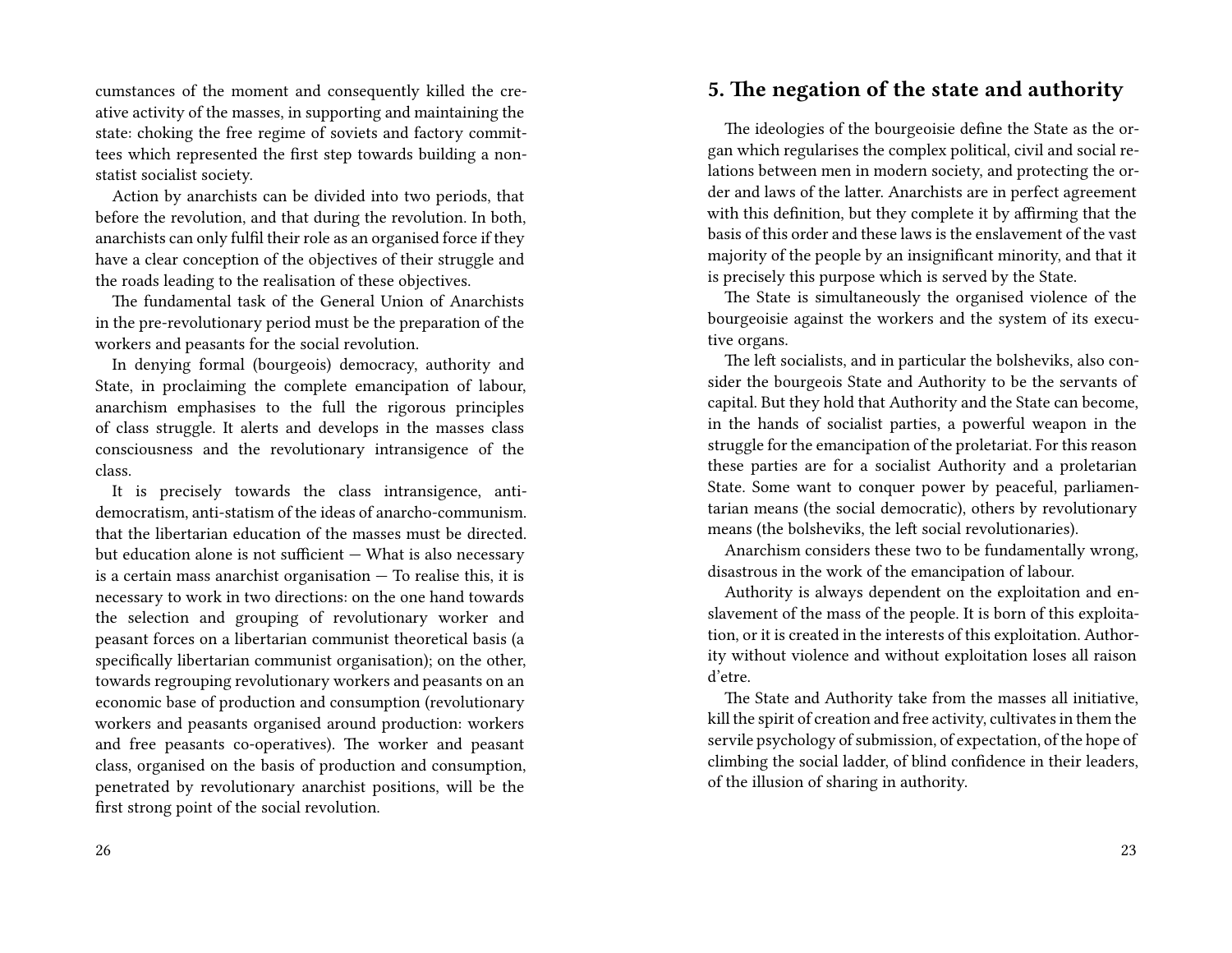cumstances of the moment and consequently killed the creative activity of the masses, in supporting and maintaining the state: choking the free regime of soviets and factory committees which represented the first step towards building a non-statist socialist society.

Action by anarchists can be divided into two periods, that before the revolution, and that during the revolution. In both, anarchists can only fulfil their role as an organised force if they have a clear conception of the objectives of their struggle and the roads leading to the realisation of these objectives.

The fundamental task of the General Union of Anarchists in the pre-revolutionary period must be the preparation of the workers and peasants for the social revolution.

In denying formal (bourgeois) democracy, authority and State, in proclaiming the complete emancipation of labour, anarchism emphasises to the full the rigorous principles of class struggle. It alerts and develops in the masses class consciousness and the revolutionary intransigence of the class.

It is precisely towards the class intransigence, anti-democratism, anti-statism of the ideas of anarcho-communism. that the libertarian education of the masses must be directed. but education alone is not sufficient — What is also necessary is a certain mass anarchist organisation — To realise this, it is necessary to work in two directions: on the one hand towards the selection and grouping of revolutionary worker and peasant forces on a libertarian communist theoretical basis (a specifically libertarian communist organisation); on the other, towards regrouping revolutionary workers and peasants on an economic base of production and consumption (revolutionary workers and peasants organised around production: workers and free peasants co-operatives). The worker and peasant class, organised on the basis of production and consumption, penetrated by revolutionary anarchist positions, will be the first strong point of the social revolution.

## 5. The negation of the state and authority

The ideologies of the bourgeoisie define the State as the organ which regularises the complex political, civil and social relations between men in modern society, and protecting the order and laws of the latter. Anarchists are in perfect agreement with this definition, but they complete it by affirming that the basis of this order and these laws is the enslavement of the vast majority of the people by an insignificant minority, and that it is precisely this purpose which is served by the State.

The State is simultaneously the organised violence of the bourgeoisie against the workers and the system of its executive organs.

The left socialists, and in particular the bolsheviks, also consider the bourgeois State and Authority to be the servants of capital. But they hold that Authority and the State can become, in the hands of socialist parties, a powerful weapon in the struggle for the emancipation of the proletariat. For this reason these parties are for a socialist Authority and a proletarian State. Some want to conquer power by peaceful, parliamentarian means (the social democratic), others by revolutionary means (the bolsheviks, the left social revolutionaries).

Anarchism considers these two to be fundamentally wrong, disastrous in the work of the emancipation of labour.

Authority is always dependent on the exploitation and enslavement of the mass of the people. It is born of this exploitation, or it is created in the interests of this exploitation. Authority without violence and without exploitation loses all raison d'etre.

The State and Authority take from the masses all initiative, kill the spirit of creation and free activity, cultivates in them the servile psychology of submission, of expectation, of the hope of climbing the social ladder, of blind confidence in their leaders, of the illusion of sharing in authority.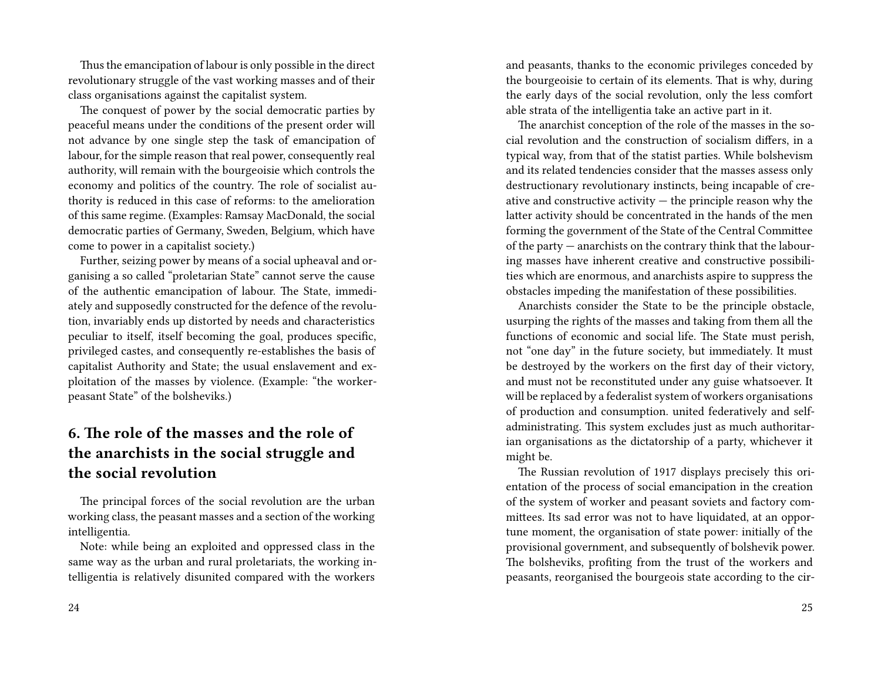Thus the emancipation of labour is only possible in the direct revolutionary struggle of the vast working masses and of their class organisations against the capitalist system.

The conquest of power by the social democratic parties by peaceful means under the conditions of the present order will not advance by one single step the task of emancipation of labour, for the simple reason that real power, consequently real authority, will remain with the bourgeoisie which controls the economy and politics of the country. The role of socialist authority is reduced in this case of reforms: to the amelioration of this same regime. (Examples: Ramsay MacDonald, the social democratic parties of Germany, Sweden, Belgium, which have come to power in a capitalist society.)

Further, seizing power by means of a social upheaval and organising a so called "proletarian State" cannot serve the cause of the authentic emancipation of labour. The State, immediately and supposedly constructed for the defence of the revolution, invariably ends up distorted by needs and characteristics peculiar to itself, itself becoming the goal, produces specific, privileged castes, and consequently re-establishes the basis of capitalist Authority and State; the usual enslavement and exploitation of the masses by violence. (Example: "the worker-peasant State" of the bolsheviks.)

## 6. The role of the masses and the role of the anarchists in the social struggle and the social revolution

The principal forces of the social revolution are the urban working class, the peasant masses and a section of the working intelligentia.

Note: while being an exploited and oppressed class in the same way as the urban and rural proletariats, the working intelligentia is relatively disunited compared with the workers and peasants, thanks to the economic privileges conceded by the bourgeoisie to certain of its elements. That is why, during the early days of the social revolution, only the less comfort able strata of the intelligentia take an active part in it.

The anarchist conception of the role of the masses in the social revolution and the construction of socialism differs, in a typical way, from that of the statist parties. While bolshevism and its related tendencies consider that the masses assess only destructionary revolutionary instincts, being incapable of creative and constructive activity — the principle reason why the latter activity should be concentrated in the hands of the men forming the government of the State of the Central Committee of the party — anarchists on the contrary think that the labouring masses have inherent creative and constructive possibilities which are enormous, and anarchists aspire to suppress the obstacles impeding the manifestation of these possibilities.

Anarchists consider the State to be the principle obstacle, usurping the rights of the masses and taking from them all the functions of economic and social life. The State must perish, not "one day" in the future society, but immediately. It must be destroyed by the workers on the first day of their victory, and must not be reconstituted under any guise whatsoever. It will be replaced by a federalist system of workers organisations of production and consumption. united federatively and self-administrating. This system excludes just as much authoritarian organisations as the dictatorship of a party, whichever it might be.

The Russian revolution of 1917 displays precisely this orientation of the process of social emancipation in the creation of the system of worker and peasant soviets and factory committees. Its sad error was not to have liquidated, at an opportune moment, the organisation of state power: initially of the provisional government, and subsequently of bolshevik power. The bolsheviks, profiting from the trust of the workers and peasants, reorganised the bourgeois state according to the cir-